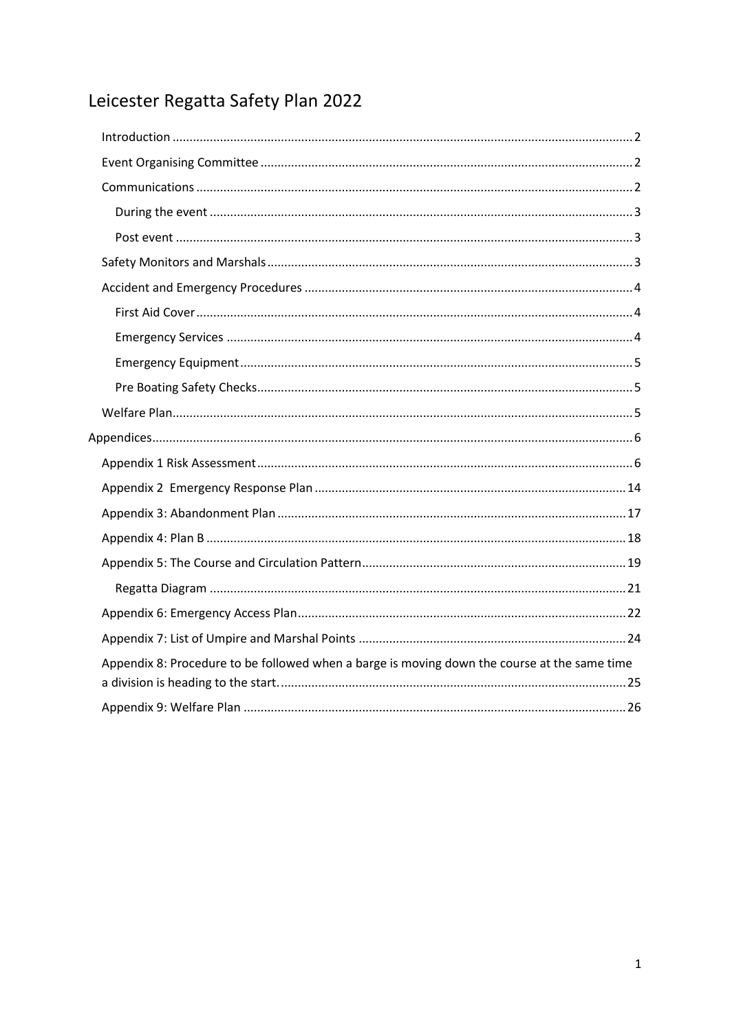# Leicester Regatta Safety Plan 2022

- Introduction ..... 2
- Event Organising Committee ..... 2
- Communications ..... 2
  - During the event ..... 3
  - Post event ..... 3
- Safety Monitors and Marshals ..... 3
- Accident and Emergency Procedures ..... 4
  - First Aid Cover ..... 4
  - Emergency Services ..... 4
  - Emergency Equipment ..... 5
  - Pre Boating Safety Checks ..... 5
- Welfare Plan ..... 5

Appendices ..... 6

- Appendix 1 Risk Assessment ..... 6
- Appendix 2 Emergency Response Plan ..... 14
- Appendix 3: Abandonment Plan ..... 17
- Appendix 4: Plan B ..... 18
- Appendix 5: The Course and Circulation Pattern ..... 19
  - Regatta Diagram ..... 21
- Appendix 6: Emergency Access Plan ..... 22
- Appendix 7: List of Umpire and Marshal Points ..... 24
- Appendix 8: Procedure to be followed when a barge is moving down the course at the same time a division is heading to the start. ..... 25
- Appendix 9: Welfare Plan ..... 26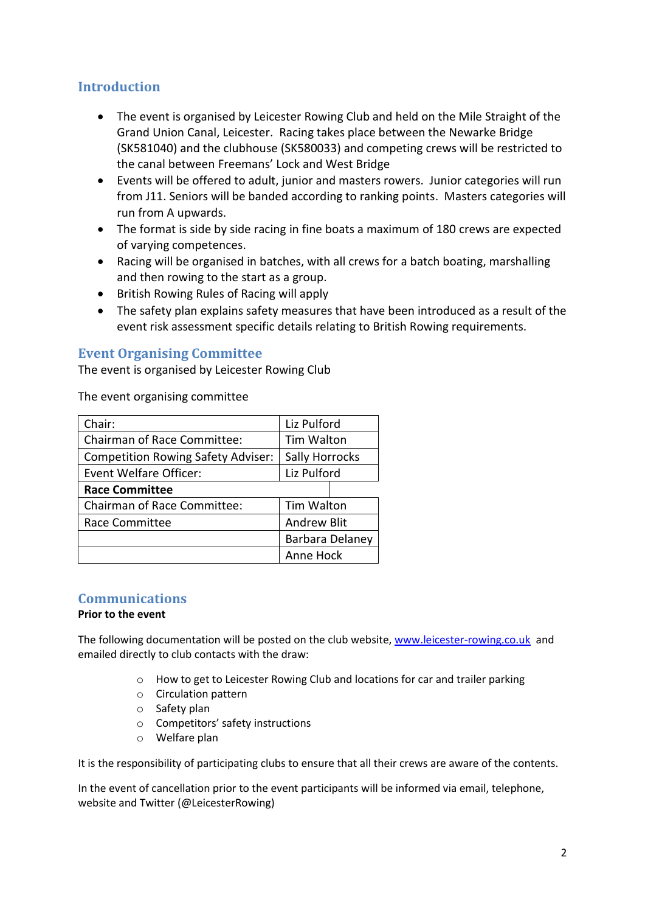## Introduction

- The event is organised by Leicester Rowing Club and held on the Mile Straight of the Grand Union Canal, Leicester. Racing takes place between the Newarke Bridge (SK581040) and the clubhouse (SK580033) and competing crews will be restricted to the canal between Freemans' Lock and West Bridge
- Events will be offered to adult, junior and masters rowers. Junior categories will run from J11. Seniors will be banded according to ranking points. Masters categories will run from A upwards.
- The format is side by side racing in fine boats a maximum of 180 crews are expected of varying competences.
- Racing will be organised in batches, with all crews for a batch boating, marshalling and then rowing to the start as a group.
- British Rowing Rules of Racing will apply
- The safety plan explains safety measures that have been introduced as a result of the event risk assessment specific details relating to British Rowing requirements.

## Event Organising Committee

The event is organised by Leicester Rowing Club

The event organising committee

| Chair: | Liz Pulford |
|---|---|
| Chairman of Race Committee: | Tim Walton |
| Competition Rowing Safety Adviser: | Sally Horrocks |
| Event Welfare Officer: | Liz Pulford |
| **Race Committee** | |
| Chairman of Race Committee: | Tim Walton |
| Race Committee | Andrew Blit |
| | Barbara Delaney |
| | Anne Hock |

## Communications

**Prior to the event**

The following documentation will be posted on the club website, www.leicester-rowing.co.uk and emailed directly to club contacts with the draw:

- How to get to Leicester Rowing Club and locations for car and trailer parking
- Circulation pattern
- Safety plan
- Competitors' safety instructions
- Welfare plan

It is the responsibility of participating clubs to ensure that all their crews are aware of the contents.

In the event of cancellation prior to the event participants will be informed via email, telephone, website and Twitter (@LeicesterRowing)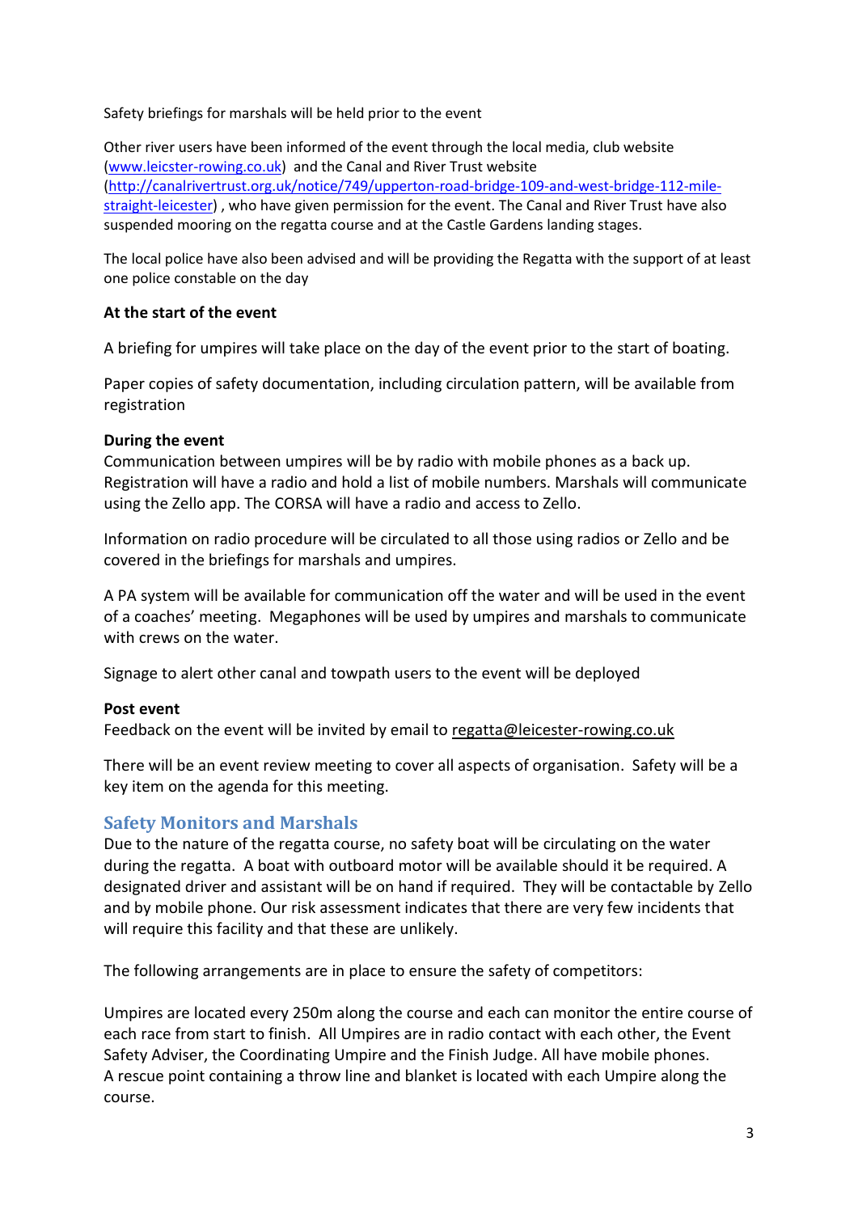Safety briefings for marshals will be held prior to the event

Other river users have been informed of the event through the local media, club website ([www.leicster-rowing.co.uk](www.leicster-rowing.co.uk)) and the Canal and River Trust website ([http://canalrivertrust.org.uk/notice/749/upperton-road-bridge-109-and-west-bridge-112-mile-straight-leicester](http://canalrivertrust.org.uk/notice/749/upperton-road-bridge-109-and-west-bridge-112-mile-straight-leicester)) , who have given permission for the event. The Canal and River Trust have also suspended mooring on the regatta course and at the Castle Gardens landing stages.

The local police have also been advised and will be providing the Regatta with the support of at least one police constable on the day

**At the start of the event**

A briefing for umpires will take place on the day of the event prior to the start of boating.

Paper copies of safety documentation, including circulation pattern, will be available from registration

**During the event**

Communication between umpires will be by radio with mobile phones as a back up. Registration will have a radio and hold a list of mobile numbers. Marshals will communicate using the Zello app. The CORSA will have a radio and access to Zello.

Information on radio procedure will be circulated to all those using radios or Zello and be covered in the briefings for marshals and umpires.

A PA system will be available for communication off the water and will be used in the event of a coaches' meeting. Megaphones will be used by umpires and marshals to communicate with crews on the water.

Signage to alert other canal and towpath users to the event will be deployed

**Post event**

Feedback on the event will be invited by email to regatta@leicester-rowing.co.uk

There will be an event review meeting to cover all aspects of organisation. Safety will be a key item on the agenda for this meeting.

## Safety Monitors and Marshals

Due to the nature of the regatta course, no safety boat will be circulating on the water during the regatta. A boat with outboard motor will be available should it be required. A designated driver and assistant will be on hand if required. They will be contactable by Zello and by mobile phone. Our risk assessment indicates that there are very few incidents that will require this facility and that these are unlikely.

The following arrangements are in place to ensure the safety of competitors:

Umpires are located every 250m along the course and each can monitor the entire course of each race from start to finish. All Umpires are in radio contact with each other, the Event Safety Adviser, the Coordinating Umpire and the Finish Judge. All have mobile phones. A rescue point containing a throw line and blanket is located with each Umpire along the course.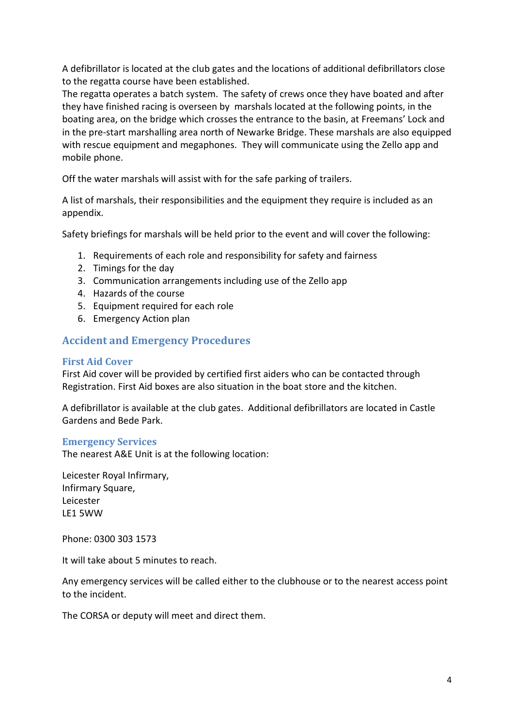A defibrillator is located at the club gates and the locations of additional defibrillators close to the regatta course have been established.

The regatta operates a batch system. The safety of crews once they have boated and after they have finished racing is overseen by marshals located at the following points, in the boating area, on the bridge which crosses the entrance to the basin, at Freemans' Lock and in the pre-start marshalling area north of Newarke Bridge. These marshals are also equipped with rescue equipment and megaphones. They will communicate using the Zello app and mobile phone.

Off the water marshals will assist with for the safe parking of trailers.

A list of marshals, their responsibilities and the equipment they require is included as an appendix.

Safety briefings for marshals will be held prior to the event and will cover the following:

1. Requirements of each role and responsibility for safety and fairness
2. Timings for the day
3. Communication arrangements including use of the Zello app
4. Hazards of the course
5. Equipment required for each role
6. Emergency Action plan

## Accident and Emergency Procedures

### First Aid Cover

First Aid cover will be provided by certified first aiders who can be contacted through Registration. First Aid boxes are also situation in the boat store and the kitchen.

A defibrillator is available at the club gates. Additional defibrillators are located in Castle Gardens and Bede Park.

### Emergency Services

The nearest A&E Unit is at the following location:

Leicester Royal Infirmary,
Infirmary Square,
Leicester
LE1 5WW

Phone: 0300 303 1573

It will take about 5 minutes to reach.

Any emergency services will be called either to the clubhouse or to the nearest access point to the incident.

The CORSA or deputy will meet and direct them.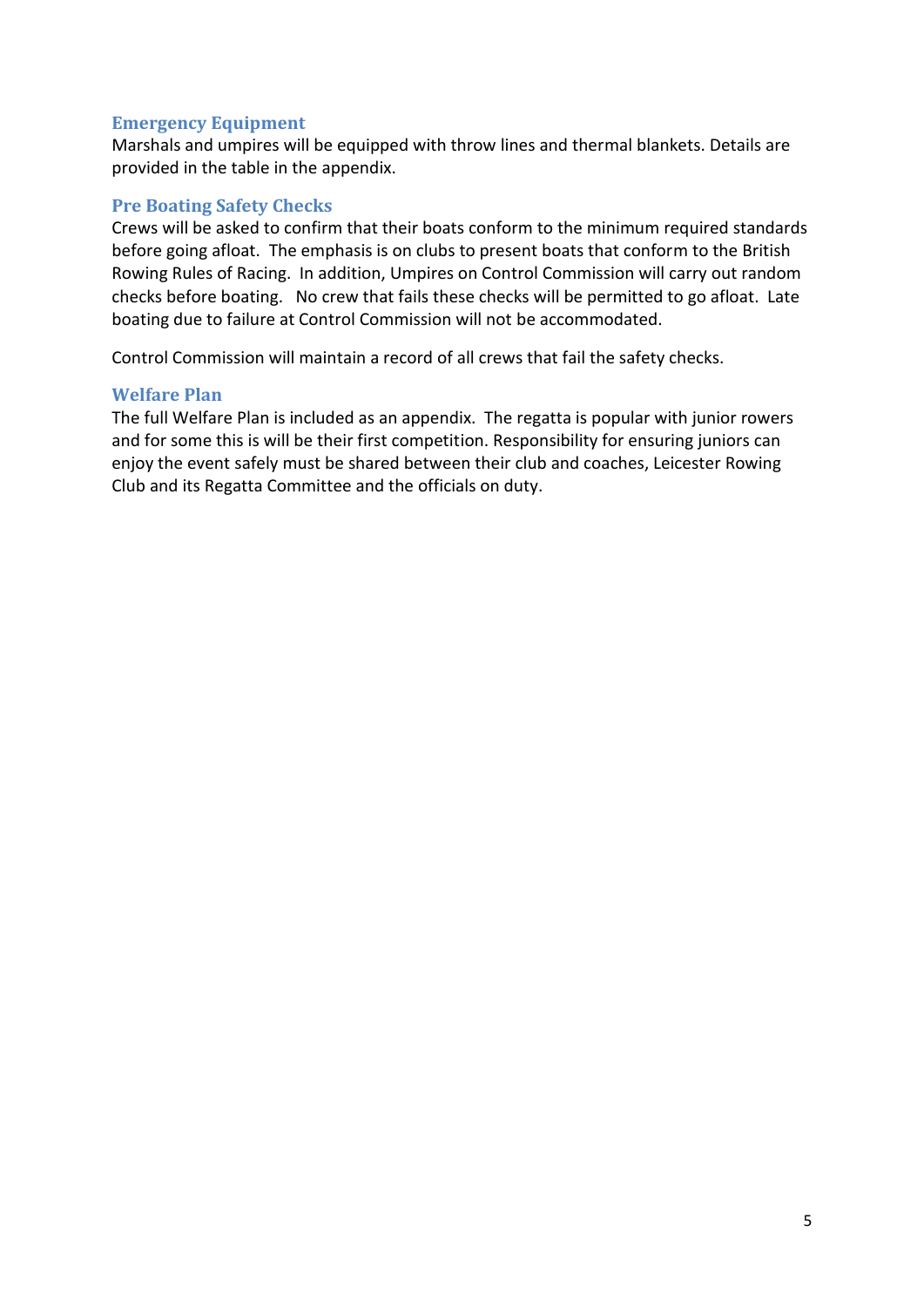### Emergency Equipment

Marshals and umpires will be equipped with throw lines and thermal blankets. Details are provided in the table in the appendix.

### Pre Boating Safety Checks

Crews will be asked to confirm that their boats conform to the minimum required standards before going afloat. The emphasis is on clubs to present boats that conform to the British Rowing Rules of Racing. In addition, Umpires on Control Commission will carry out random checks before boating. No crew that fails these checks will be permitted to go afloat. Late boating due to failure at Control Commission will not be accommodated.

Control Commission will maintain a record of all crews that fail the safety checks.

### Welfare Plan

The full Welfare Plan is included as an appendix. The regatta is popular with junior rowers and for some this is will be their first competition. Responsibility for ensuring juniors can enjoy the event safely must be shared between their club and coaches, Leicester Rowing Club and its Regatta Committee and the officials on duty.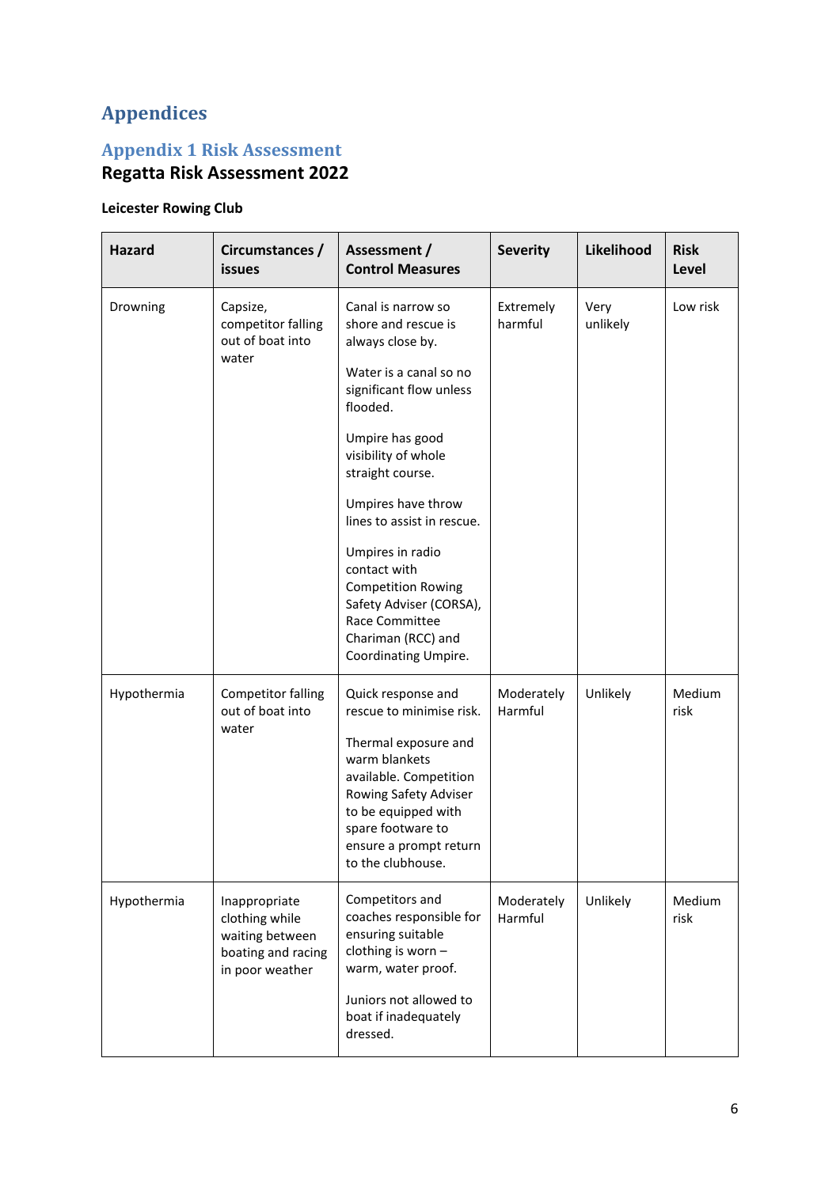# Appendices

## Appendix 1 Risk Assessment

### Regatta Risk Assessment 2022

**Leicester Rowing Club**

| Hazard | Circumstances / issues | Assessment / Control Measures | Severity | Likelihood | Risk Level |
|---|---|---|---|---|---|
| Drowning | Capsize, competitor falling out of boat into water | Canal is narrow so shore and rescue is always close by.<br><br>Water is a canal so no significant flow unless flooded.<br><br>Umpire has good visibility of whole straight course.<br><br>Umpires have throw lines to assist in rescue.<br><br>Umpires in radio contact with Competition Rowing Safety Adviser (CORSA), Race Committee Chariman (RCC) and Coordinating Umpire. | Extremely harmful | Very unlikely | Low risk |
| Hypothermia | Competitor falling out of boat into water | Quick response and rescue to minimise risk.<br><br>Thermal exposure and warm blankets available. Competition Rowing Safety Adviser to be equipped with spare footware to ensure a prompt return to the clubhouse. | Moderately Harmful | Unlikely | Medium risk |
| Hypothermia | Inappropriate clothing while waiting between boating and racing in poor weather | Competitors and coaches responsible for ensuring suitable clothing is worn – warm, water proof.<br><br>Juniors not allowed to boat if inadequately dressed. | Moderately Harmful | Unlikely | Medium risk |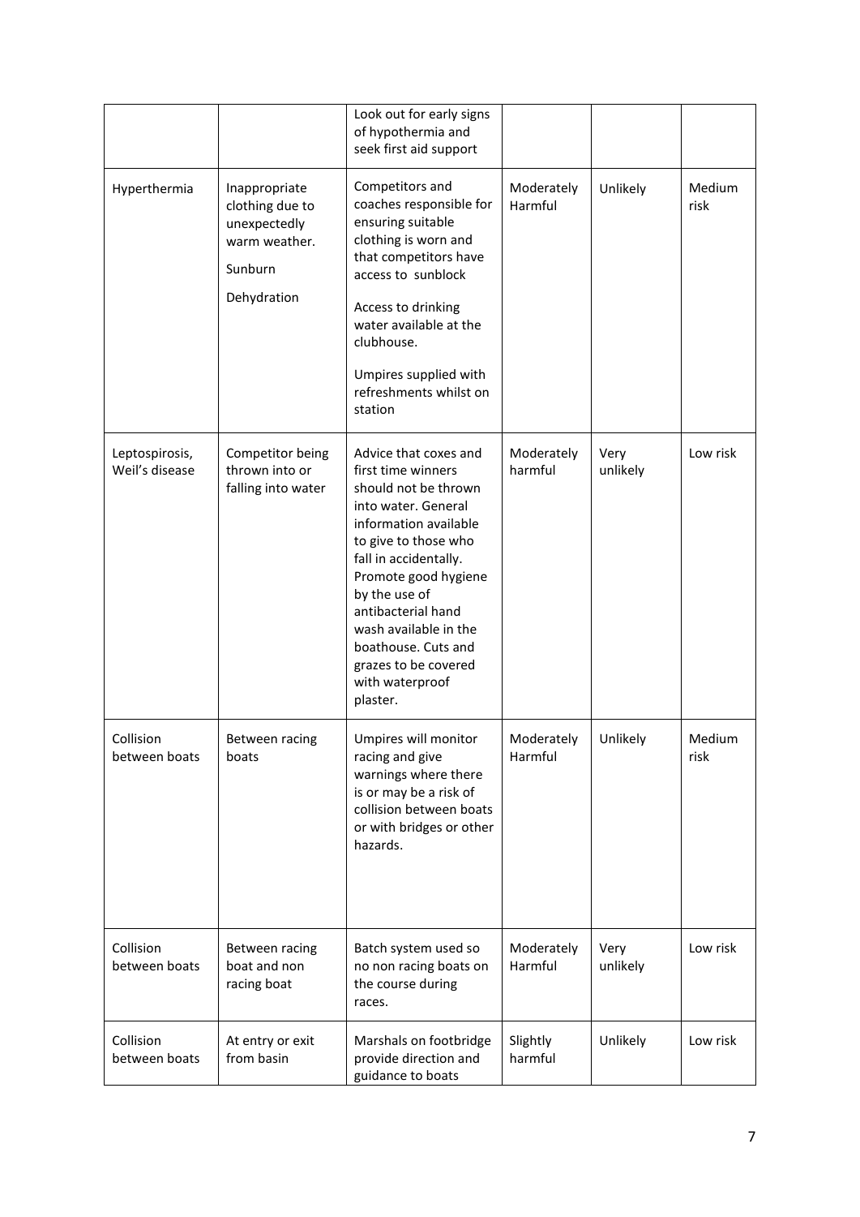| | | | | | |
|---|---|---|---|---|---|
| | | Look out for early signs of hypothermia and seek first aid support | | | |
| Hyperthermia | Inappropriate clothing due to unexpectedly warm weather.<br><br>Sunburn<br><br>Dehydration | Competitors and coaches responsible for ensuring suitable clothing is worn and that competitors have access to sunblock<br><br>Access to drinking water available at the clubhouse.<br><br>Umpires supplied with refreshments whilst on station | Moderately Harmful | Unlikely | Medium risk |
| Leptospirosis, Weil's disease | Competitor being thrown into or falling into water | Advice that coxes and first time winners should not be thrown into water. General information available to give to those who fall in accidentally. Promote good hygiene by the use of antibacterial hand wash available in the boathouse. Cuts and grazes to be covered with waterproof plaster. | Moderately harmful | Very unlikely | Low risk |
| Collision between boats | Between racing boats | Umpires will monitor racing and give warnings where there is or may be a risk of collision between boats or with bridges or other hazards. | Moderately Harmful | Unlikely | Medium risk |
| Collision between boats | Between racing boat and non racing boat | Batch system used so no non racing boats on the course during races. | Moderately Harmful | Very unlikely | Low risk |
| Collision between boats | At entry or exit from basin | Marshals on footbridge provide direction and guidance to boats | Slightly harmful | Unlikely | Low risk |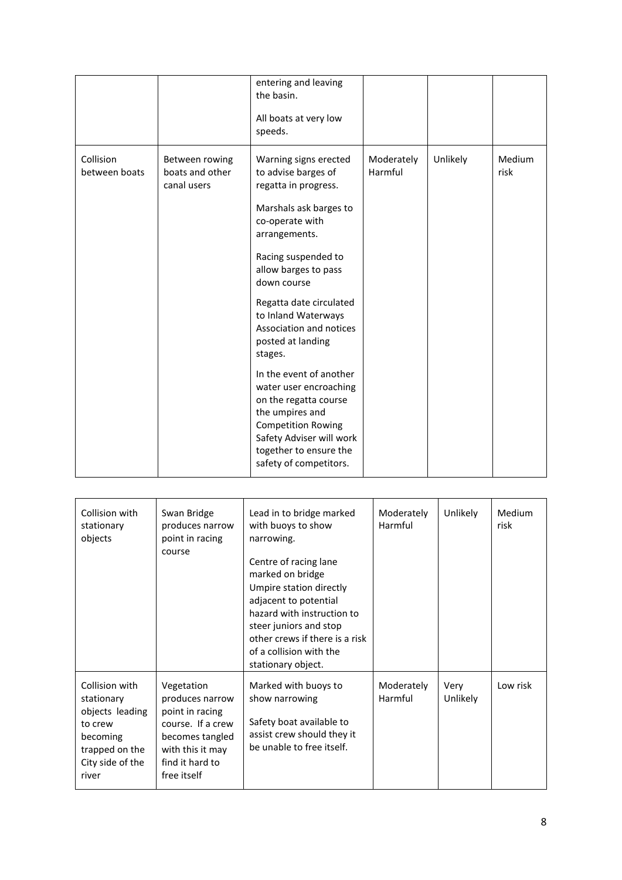| | | entering and leaving the basin.<br><br>All boats at very low speeds. | | | |
|---|---|---|---|---|---|
| Collision between boats | Between rowing boats and other canal users | Warning signs erected to advise barges of regatta in progress.<br><br>Marshals ask barges to co-operate with arrangements.<br><br>Racing suspended to allow barges to pass down course<br><br>Regatta date circulated to Inland Waterways Association and notices posted at landing stages.<br><br>In the event of another water user encroaching on the regatta course the umpires and Competition Rowing Safety Adviser will work together to ensure the safety of competitors. | Moderately Harmful | Unlikely | Medium risk |

| | | | | | |
|---|---|---|---|---|---|
| Collision with stationary objects | Swan Bridge produces narrow point in racing course | Lead in to bridge marked with buoys to show narrowing.<br><br>Centre of racing lane marked on bridge<br>Umpire station directly adjacent to potential hazard with instruction to steer juniors and stop other crews if there is a risk of a collision with the stationary object. | Moderately Harmful | Unlikely | Medium risk |
| Collision with stationary objects leading to crew becoming trapped on the City side of the river | Vegetation produces narrow point in racing course. If a crew becomes tangled with this it may find it hard to free itself | Marked with buoys to show narrowing<br><br>Safety boat available to assist crew should they it be unable to free itself. | Moderately Harmful | Very Unlikely | Low risk |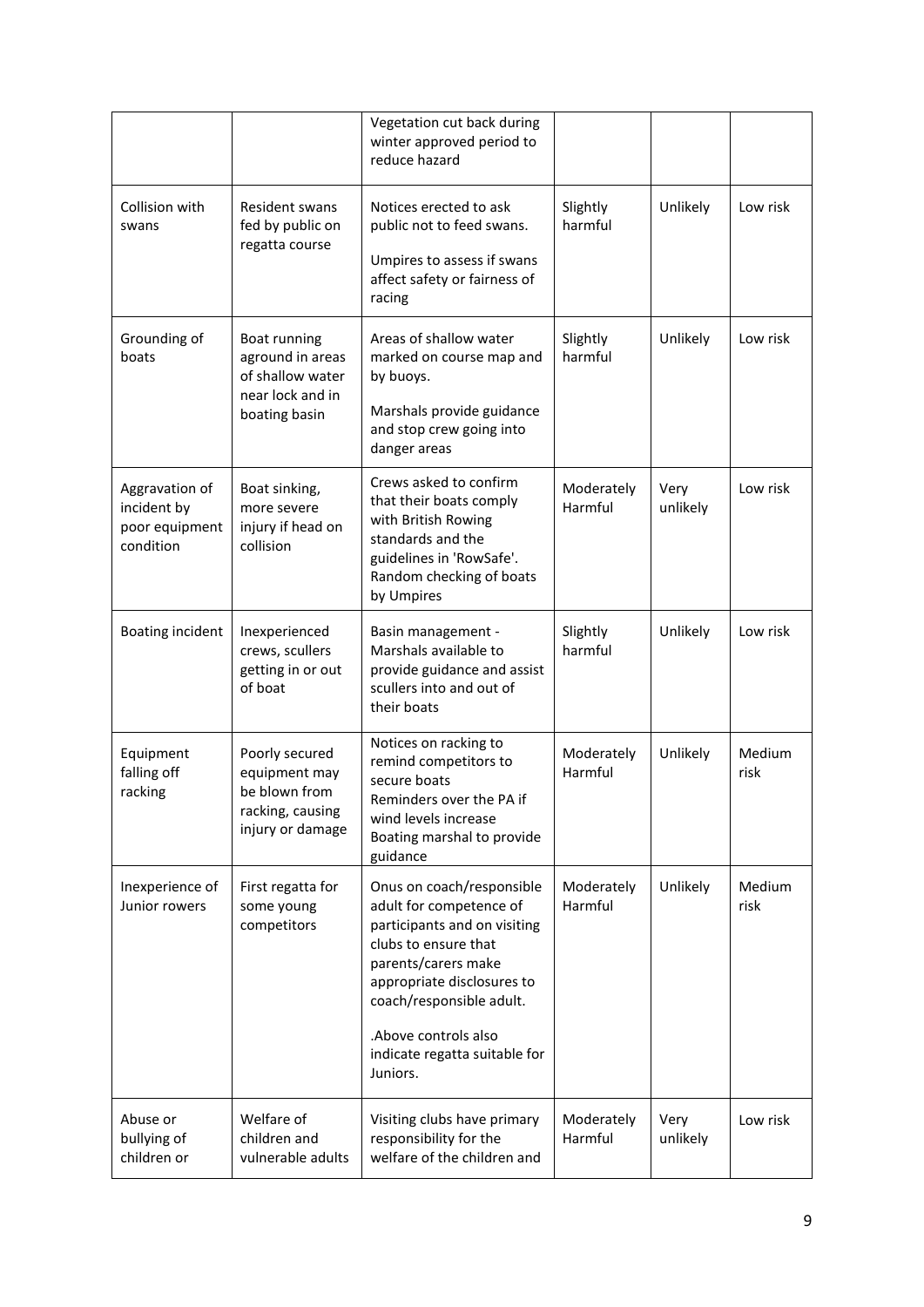| | | | | | |
|---|---|---|---|---|---|
| | | Vegetation cut back during winter approved period to reduce hazard | | | |
| Collision with swans | Resident swans fed by public on regatta course | Notices erected to ask public not to feed swans.<br><br>Umpires to assess if swans affect safety or fairness of racing | Slightly harmful | Unlikely | Low risk |
| Grounding of boats | Boat running aground in areas of shallow water near lock and in boating basin | Areas of shallow water marked on course map and by buoys.<br><br>Marshals provide guidance and stop crew going into danger areas | Slightly harmful | Unlikely | Low risk |
| Aggravation of incident by poor equipment condition | Boat sinking, more severe injury if head on collision | Crews asked to confirm that their boats comply with British Rowing standards and the guidelines in 'RowSafe'. Random checking of boats by Umpires | Moderately Harmful | Very unlikely | Low risk |
| Boating incident | Inexperienced crews, scullers getting in or out of boat | Basin management - Marshals available to provide guidance and assist scullers into and out of their boats | Slightly harmful | Unlikely | Low risk |
| Equipment falling off racking | Poorly secured equipment may be blown from racking, causing injury or damage | Notices on racking to remind competitors to secure boats<br>Reminders over the PA if wind levels increase<br>Boating marshal to provide guidance | Moderately Harmful | Unlikely | Medium risk |
| Inexperience of Junior rowers | First regatta for some young competitors | Onus on coach/responsible adult for competence of participants and on visiting clubs to ensure that parents/carers make appropriate disclosures to coach/responsible adult.<br><br>.Above controls also indicate regatta suitable for Juniors. | Moderately Harmful | Unlikely | Medium risk |
| Abuse or bullying of children or | Welfare of children and vulnerable adults | Visiting clubs have primary responsibility for the welfare of the children and | Moderately Harmful | Very unlikely | Low risk |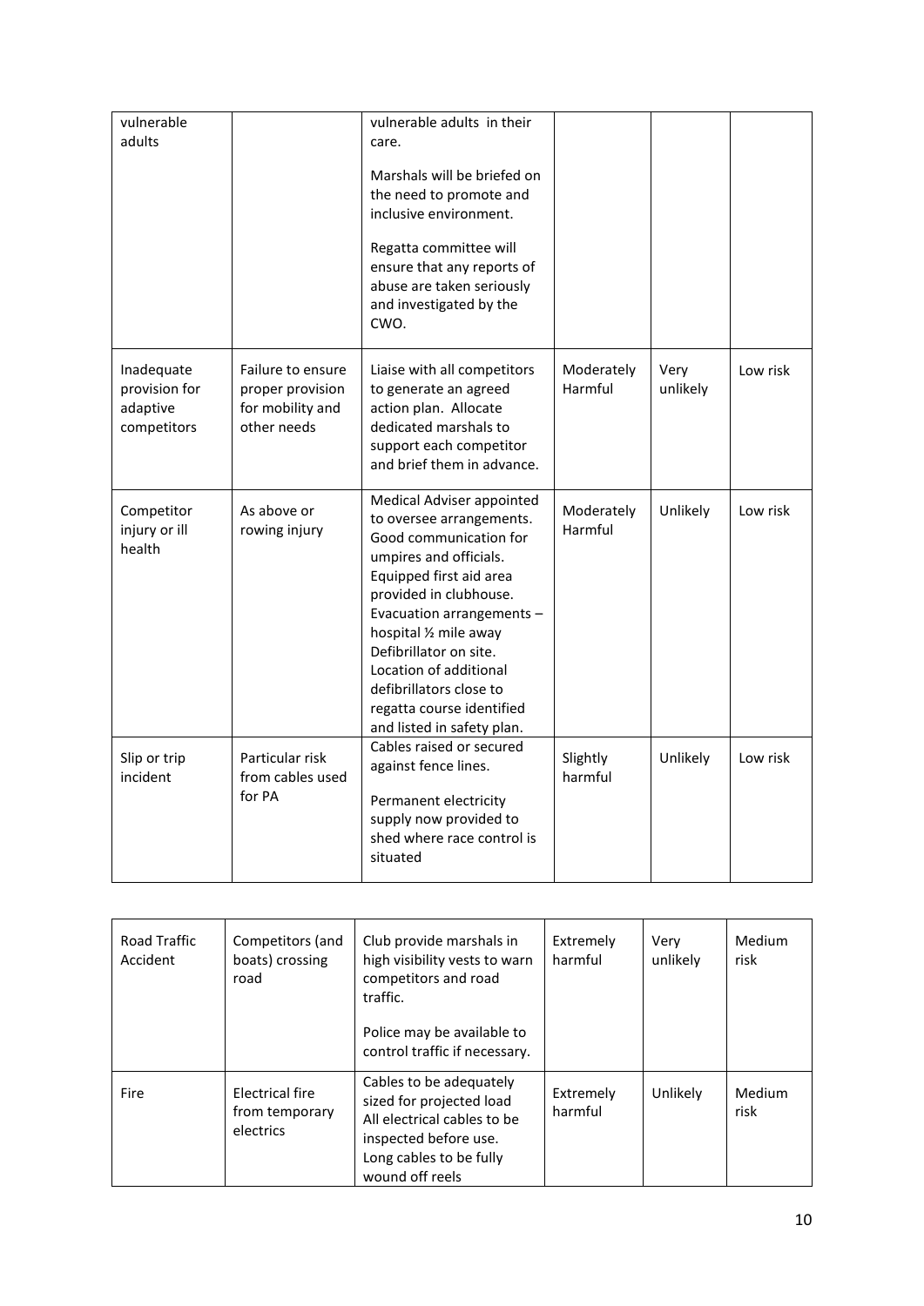| | | | | | |
|---|---|---|---|---|---|
| vulnerable adults | | vulnerable adults in their care.<br><br>Marshals will be briefed on the need to promote and inclusive environment.<br><br>Regatta committee will ensure that any reports of abuse are taken seriously and investigated by the CWO. | | | |
| Inadequate provision for adaptive competitors | Failure to ensure proper provision for mobility and other needs | Liaise with all competitors to generate an agreed action plan. Allocate dedicated marshals to support each competitor and brief them in advance. | Moderately Harmful | Very unlikely | Low risk |
| Competitor injury or ill health | As above or rowing injury | Medical Adviser appointed to oversee arrangements. Good communication for umpires and officials. Equipped first aid area provided in clubhouse. Evacuation arrangements – hospital ½ mile away Defibrillator on site. Location of additional defibrillators close to regatta course identified and listed in safety plan. | Moderately Harmful | Unlikely | Low risk |
| Slip or trip incident | Particular risk from cables used for PA | Cables raised or secured against fence lines.<br><br>Permanent electricity supply now provided to shed where race control is situated | Slightly harmful | Unlikely | Low risk |

| | | | | | |
|---|---|---|---|---|---|
| Road Traffic Accident | Competitors (and boats) crossing road | Club provide marshals in high visibility vests to warn competitors and road traffic.<br><br>Police may be available to control traffic if necessary. | Extremely harmful | Very unlikely | Medium risk |
| Fire | Electrical fire from temporary electrics | Cables to be adequately sized for projected load All electrical cables to be inspected before use. Long cables to be fully wound off reels | Extremely harmful | Unlikely | Medium risk |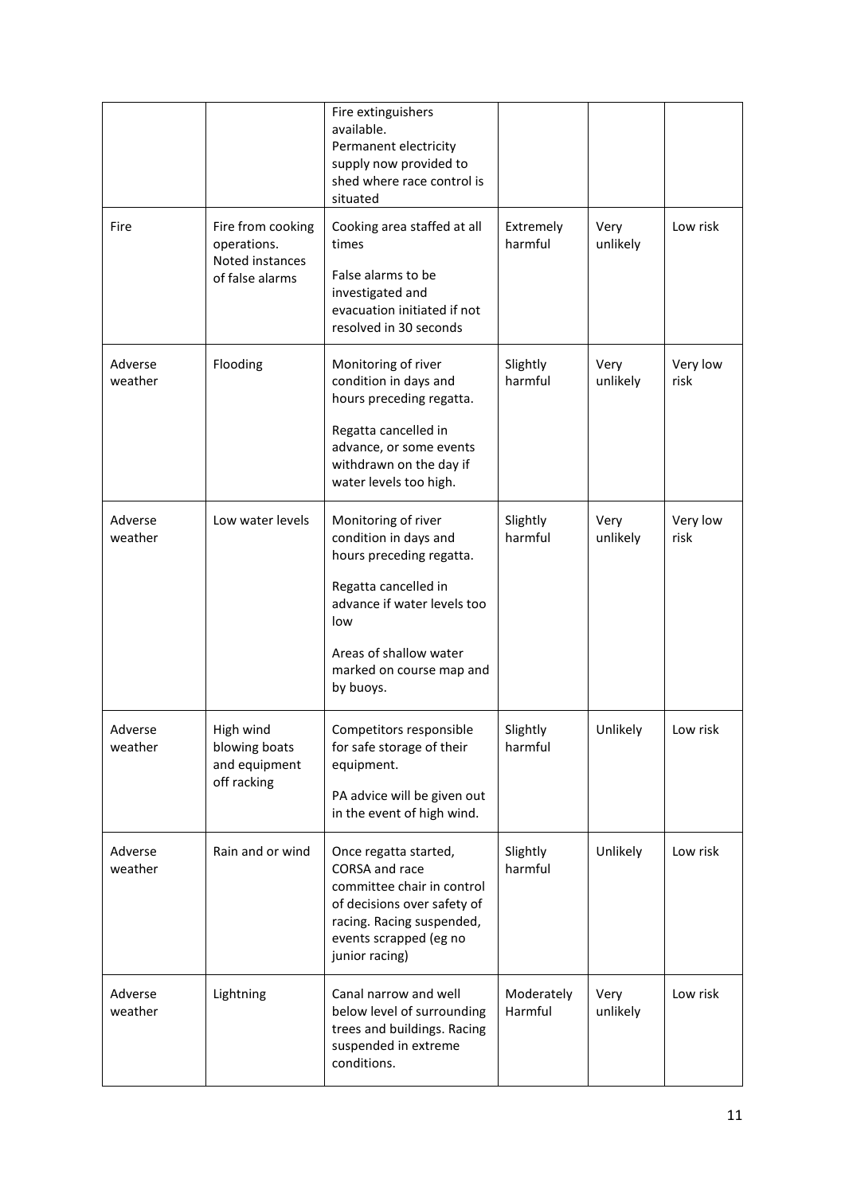| | | Fire extinguishers available.<br>Permanent electricity supply now provided to shed where race control is situated | | | |
|---|---|---|---|---|---|
| Fire | Fire from cooking operations. Noted instances of false alarms | Cooking area staffed at all times<br><br>False alarms to be investigated and evacuation initiated if not resolved in 30 seconds | Extremely harmful | Very unlikely | Low risk |
| Adverse weather | Flooding | Monitoring of river condition in days and hours preceding regatta.<br><br>Regatta cancelled in advance, or some events withdrawn on the day if water levels too high. | Slightly harmful | Very unlikely | Very low risk |
| Adverse weather | Low water levels | Monitoring of river condition in days and hours preceding regatta.<br><br>Regatta cancelled in advance if water levels too low<br><br>Areas of shallow water marked on course map and by buoys. | Slightly harmful | Very unlikely | Very low risk |
| Adverse weather | High wind blowing boats and equipment off racking | Competitors responsible for safe storage of their equipment.<br><br>PA advice will be given out in the event of high wind. | Slightly harmful | Unlikely | Low risk |
| Adverse weather | Rain and or wind | Once regatta started, CORSA and race committee chair in control of decisions over safety of racing. Racing suspended, events scrapped (eg no junior racing) | Slightly harmful | Unlikely | Low risk |
| Adverse weather | Lightning | Canal narrow and well below level of surrounding trees and buildings. Racing suspended in extreme conditions. | Moderately Harmful | Very unlikely | Low risk |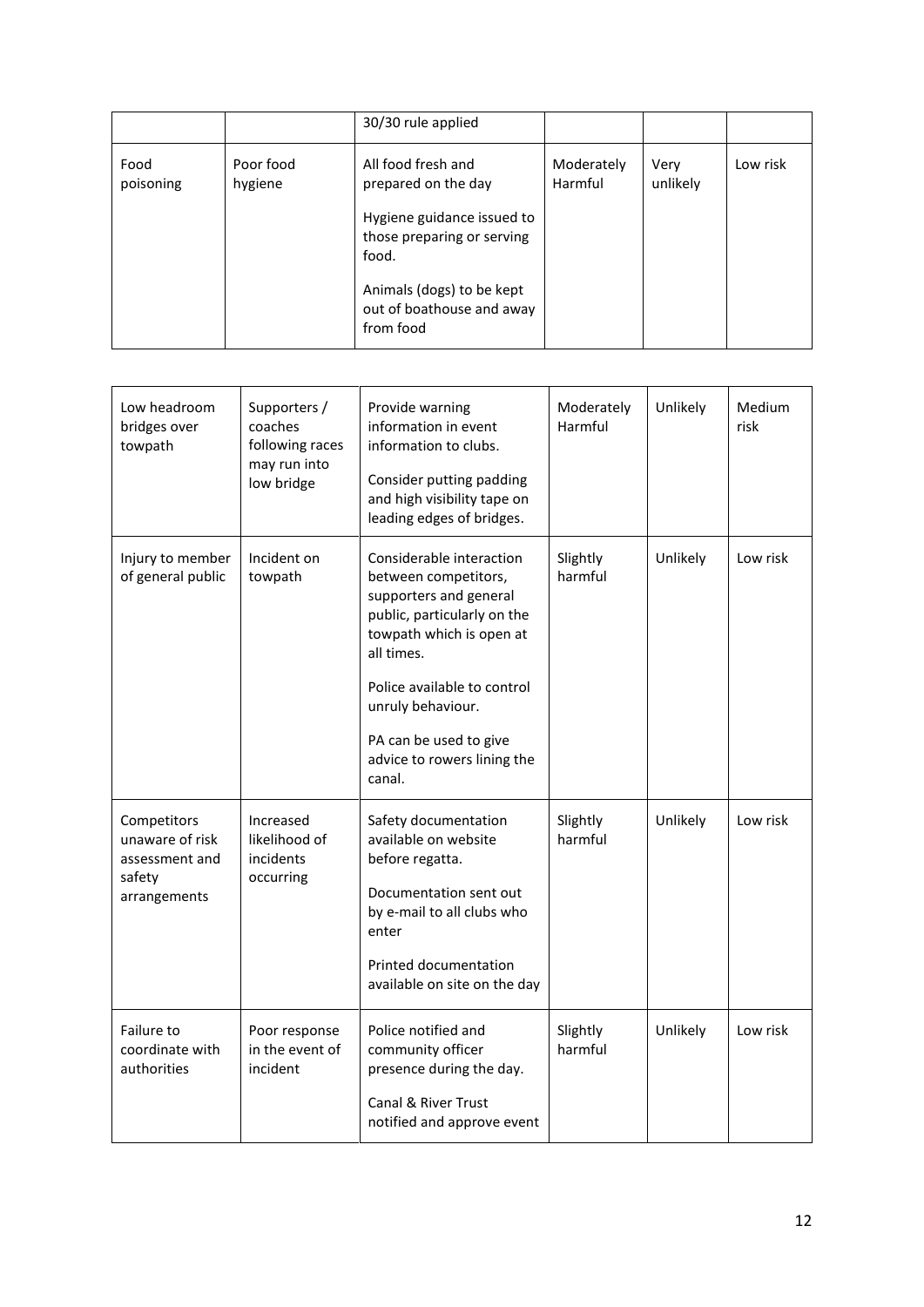| | | 30/30 rule applied | | | |
|---|---|---|---|---|---|
| Food poisoning | Poor food hygiene | All food fresh and prepared on the day<br><br>Hygiene guidance issued to those preparing or serving food.<br><br>Animals (dogs) to be kept out of boathouse and away from food | Moderately Harmful | Very unlikely | Low risk |

| Low headroom bridges over towpath | Supporters / coaches following races may run into low bridge | Provide warning information in event information to clubs.<br><br>Consider putting padding and high visibility tape on leading edges of bridges. | Moderately Harmful | Unlikely | Medium risk |
|---|---|---|---|---|---|
| Injury to member of general public | Incident on towpath | Considerable interaction between competitors, supporters and general public, particularly on the towpath which is open at all times.<br><br>Police available to control unruly behaviour.<br><br>PA can be used to give advice to rowers lining the canal. | Slightly harmful | Unlikely | Low risk |
| Competitors unaware of risk assessment and safety arrangements | Increased likelihood of incidents occurring | Safety documentation available on website before regatta.<br><br>Documentation sent out by e-mail to all clubs who enter<br><br>Printed documentation available on site on the day | Slightly harmful | Unlikely | Low risk |
| Failure to coordinate with authorities | Poor response in the event of incident | Police notified and community officer presence during the day.<br><br>Canal & River Trust notified and approve event | Slightly harmful | Unlikely | Low risk |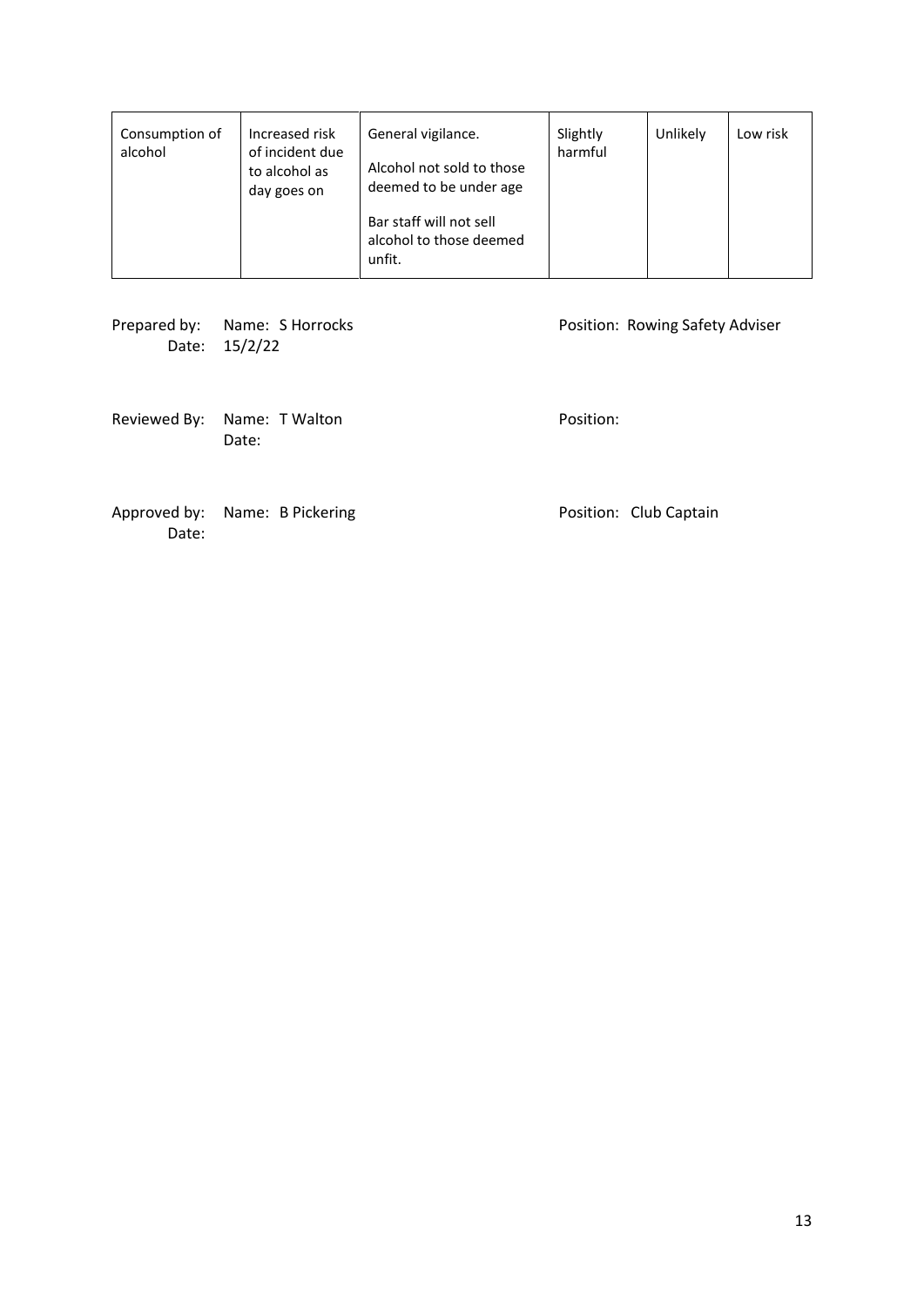| Consumption of alcohol | Increased risk of incident due to alcohol as day goes on | General vigilance.<br><br>Alcohol not sold to those deemed to be under age<br><br>Bar staff will not sell alcohol to those deemed unfit. | Slightly harmful | Unlikely | Low risk |
|---|---|---|---|---|---|

Prepared by: Name: S Horrocks Position: Rowing Safety Adviser
Date: 15/2/22

Reviewed By: Name: T Walton Position:
Date:

Approved by: Name: B Pickering Position: Club Captain
Date: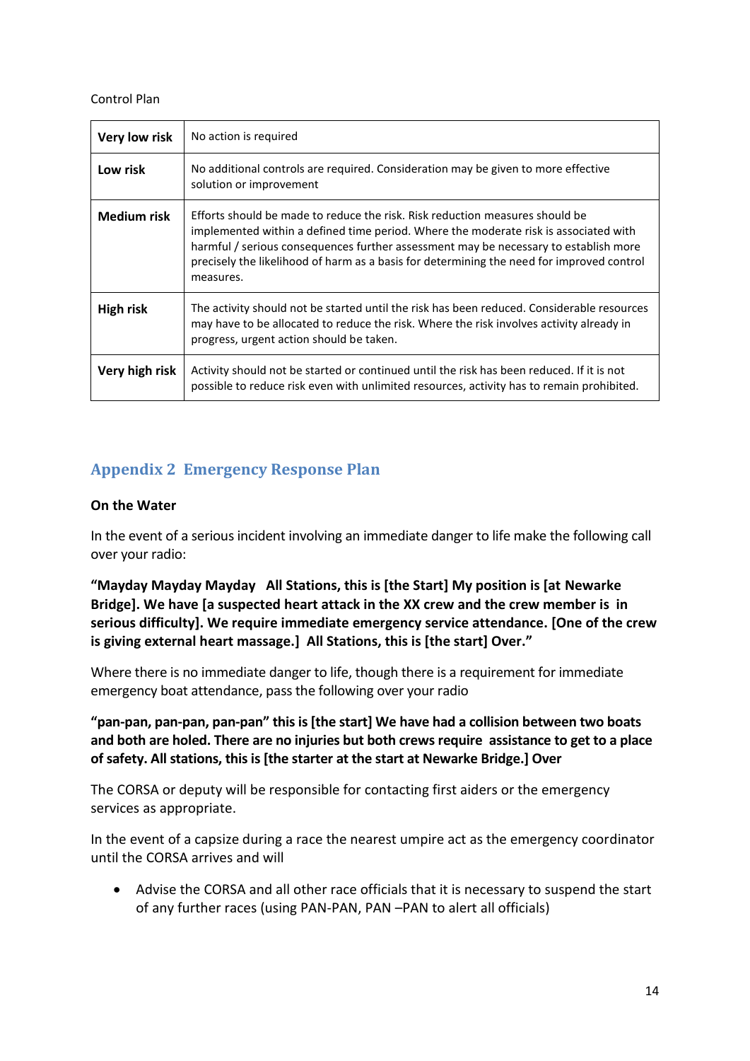Control Plan

| | |
|---|---|
| **Very low risk** | No action is required |
| **Low risk** | No additional controls are required. Consideration may be given to more effective solution or improvement |
| **Medium risk** | Efforts should be made to reduce the risk. Risk reduction measures should be implemented within a defined time period. Where the moderate risk is associated with harmful / serious consequences further assessment may be necessary to establish more precisely the likelihood of harm as a basis for determining the need for improved control measures. |
| **High risk** | The activity should not be started until the risk has been reduced. Considerable resources may have to be allocated to reduce the risk. Where the risk involves activity already in progress, urgent action should be taken. |
| **Very high risk** | Activity should not be started or continued until the risk has been reduced. If it is not possible to reduce risk even with unlimited resources, activity has to remain prohibited. |

## Appendix 2 Emergency Response Plan

**On the Water**

In the event of a serious incident involving an immediate danger to life make the following call over your radio:

**"Mayday Mayday Mayday All Stations, this is [the Start] My position is [at Newarke Bridge]. We have [a suspected heart attack in the XX crew and the crew member is in serious difficulty]. We require immediate emergency service attendance. [One of the crew is giving external heart massage.] All Stations, this is [the start] Over."**

Where there is no immediate danger to life, though there is a requirement for immediate emergency boat attendance, pass the following over your radio

**"pan-pan, pan-pan, pan-pan" this is [the start] We have had a collision between two boats and both are holed. There are no injuries but both crews require assistance to get to a place of safety. All stations, this is [the starter at the start at Newarke Bridge.] Over**

The CORSA or deputy will be responsible for contacting first aiders or the emergency services as appropriate.

In the event of a capsize during a race the nearest umpire act as the emergency coordinator until the CORSA arrives and will

- Advise the CORSA and all other race officials that it is necessary to suspend the start of any further races (using PAN-PAN, PAN –PAN to alert all officials)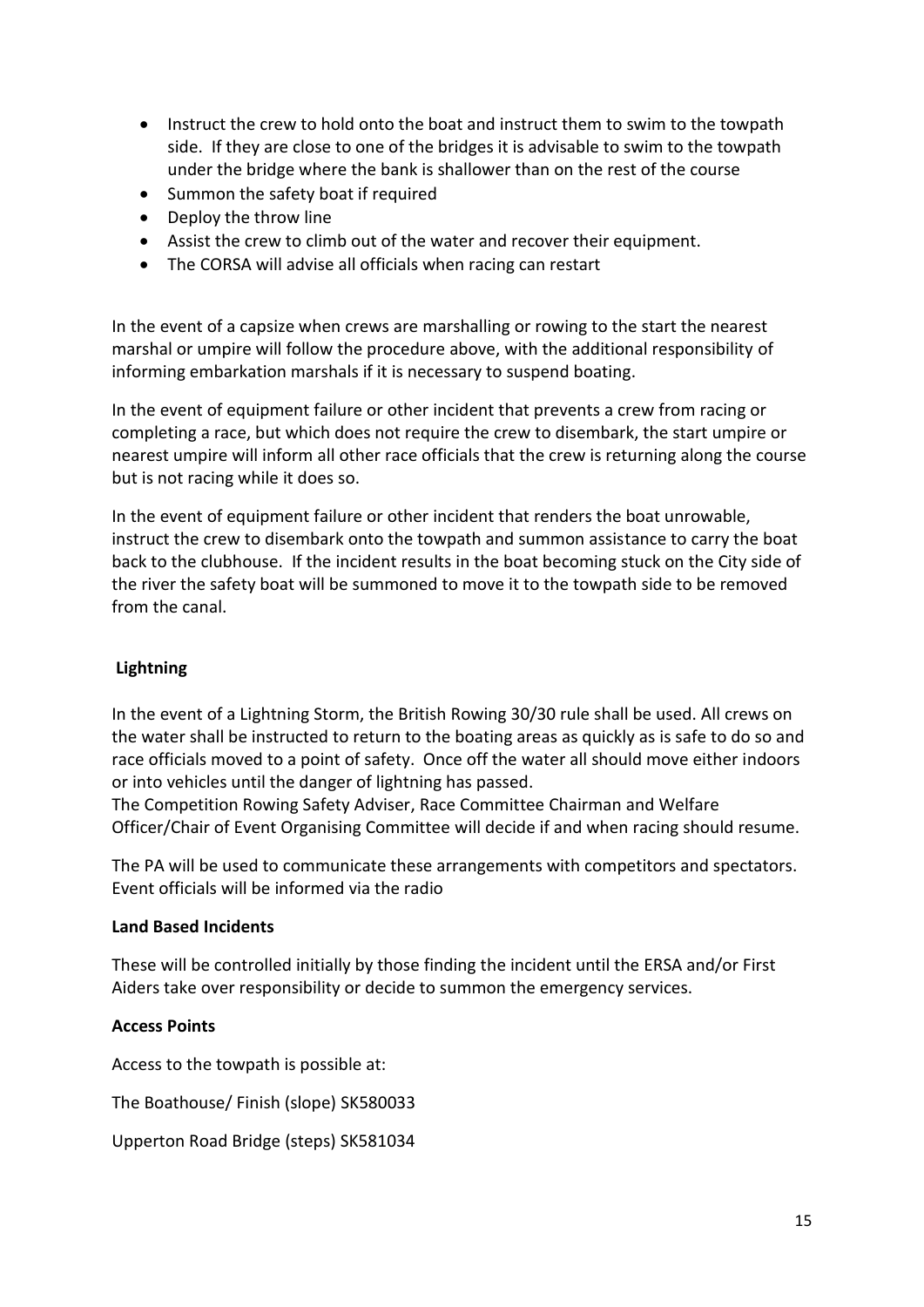- Instruct the crew to hold onto the boat and instruct them to swim to the towpath side. If they are close to one of the bridges it is advisable to swim to the towpath under the bridge where the bank is shallower than on the rest of the course
- Summon the safety boat if required
- Deploy the throw line
- Assist the crew to climb out of the water and recover their equipment.
- The CORSA will advise all officials when racing can restart

In the event of a capsize when crews are marshalling or rowing to the start the nearest marshal or umpire will follow the procedure above, with the additional responsibility of informing embarkation marshals if it is necessary to suspend boating.

In the event of equipment failure or other incident that prevents a crew from racing or completing a race, but which does not require the crew to disembark, the start umpire or nearest umpire will inform all other race officials that the crew is returning along the course but is not racing while it does so.

In the event of equipment failure or other incident that renders the boat unrowable, instruct the crew to disembark onto the towpath and summon assistance to carry the boat back to the clubhouse. If the incident results in the boat becoming stuck on the City side of the river the safety boat will be summoned to move it to the towpath side to be removed from the canal.

**Lightning**

In the event of a Lightning Storm, the British Rowing 30/30 rule shall be used. All crews on the water shall be instructed to return to the boating areas as quickly as is safe to do so and race officials moved to a point of safety. Once off the water all should move either indoors or into vehicles until the danger of lightning has passed.
The Competition Rowing Safety Adviser, Race Committee Chairman and Welfare Officer/Chair of Event Organising Committee will decide if and when racing should resume.

The PA will be used to communicate these arrangements with competitors and spectators. Event officials will be informed via the radio

**Land Based Incidents**

These will be controlled initially by those finding the incident until the ERSA and/or First Aiders take over responsibility or decide to summon the emergency services.

**Access Points**

Access to the towpath is possible at:

The Boathouse/ Finish (slope) SK580033

Upperton Road Bridge (steps) SK581034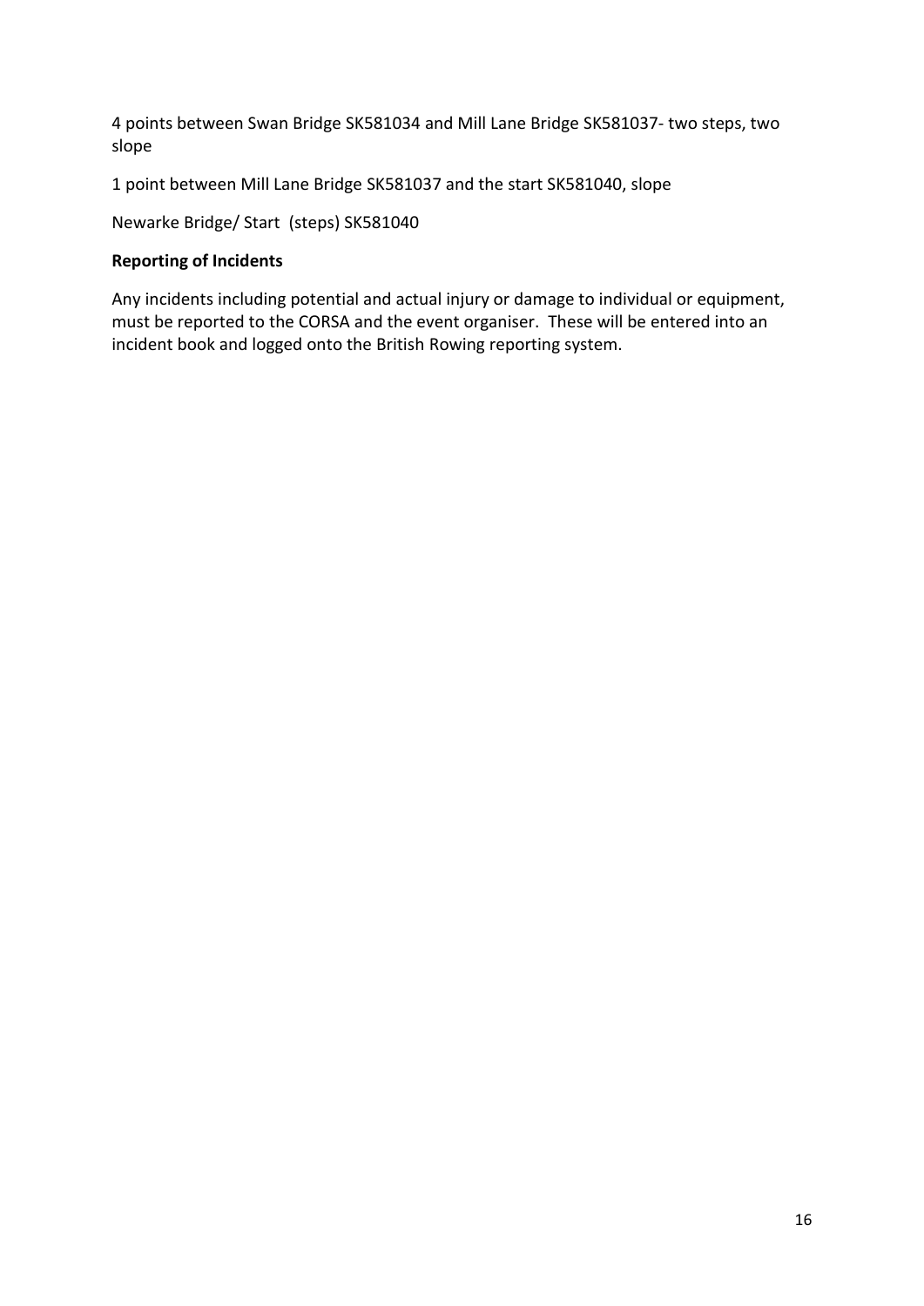4 points between Swan Bridge SK581034 and Mill Lane Bridge SK581037- two steps, two slope

1 point between Mill Lane Bridge SK581037 and the start SK581040, slope

Newarke Bridge/ Start (steps) SK581040

**Reporting of Incidents**

Any incidents including potential and actual injury or damage to individual or equipment, must be reported to the CORSA and the event organiser. These will be entered into an incident book and logged onto the British Rowing reporting system.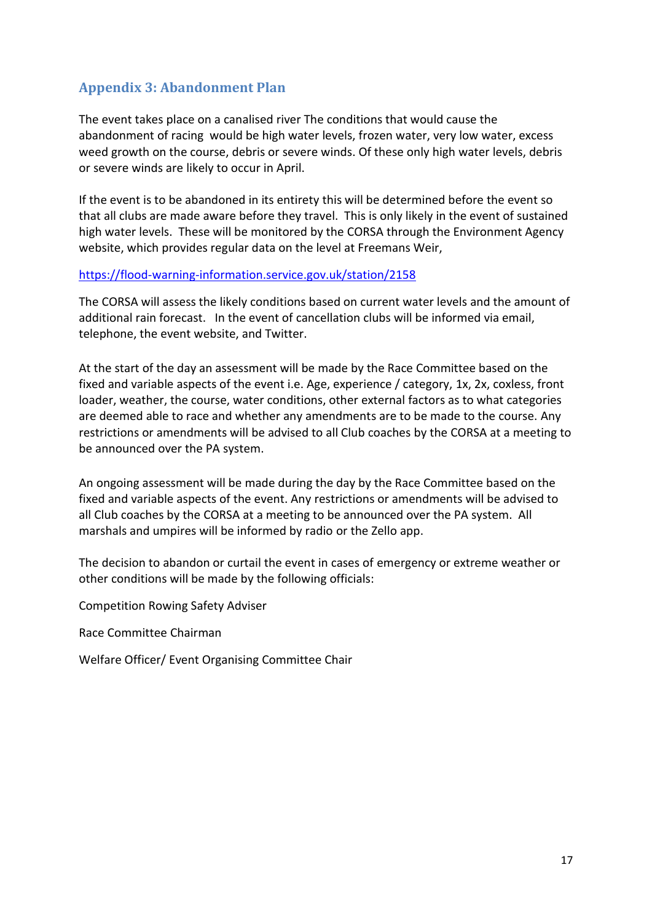## Appendix 3: Abandonment Plan

The event takes place on a canalised river The conditions that would cause the abandonment of racing would be high water levels, frozen water, very low water, excess weed growth on the course, debris or severe winds. Of these only high water levels, debris or severe winds are likely to occur in April.

If the event is to be abandoned in its entirety this will be determined before the event so that all clubs are made aware before they travel. This is only likely in the event of sustained high water levels. These will be monitored by the CORSA through the Environment Agency website, which provides regular data on the level at Freemans Weir,

https://flood-warning-information.service.gov.uk/station/2158

The CORSA will assess the likely conditions based on current water levels and the amount of additional rain forecast. In the event of cancellation clubs will be informed via email, telephone, the event website, and Twitter.

At the start of the day an assessment will be made by the Race Committee based on the fixed and variable aspects of the event i.e. Age, experience / category, 1x, 2x, coxless, front loader, weather, the course, water conditions, other external factors as to what categories are deemed able to race and whether any amendments are to be made to the course. Any restrictions or amendments will be advised to all Club coaches by the CORSA at a meeting to be announced over the PA system.

An ongoing assessment will be made during the day by the Race Committee based on the fixed and variable aspects of the event. Any restrictions or amendments will be advised to all Club coaches by the CORSA at a meeting to be announced over the PA system. All marshals and umpires will be informed by radio or the Zello app.

The decision to abandon or curtail the event in cases of emergency or extreme weather or other conditions will be made by the following officials:

Competition Rowing Safety Adviser

Race Committee Chairman

Welfare Officer/ Event Organising Committee Chair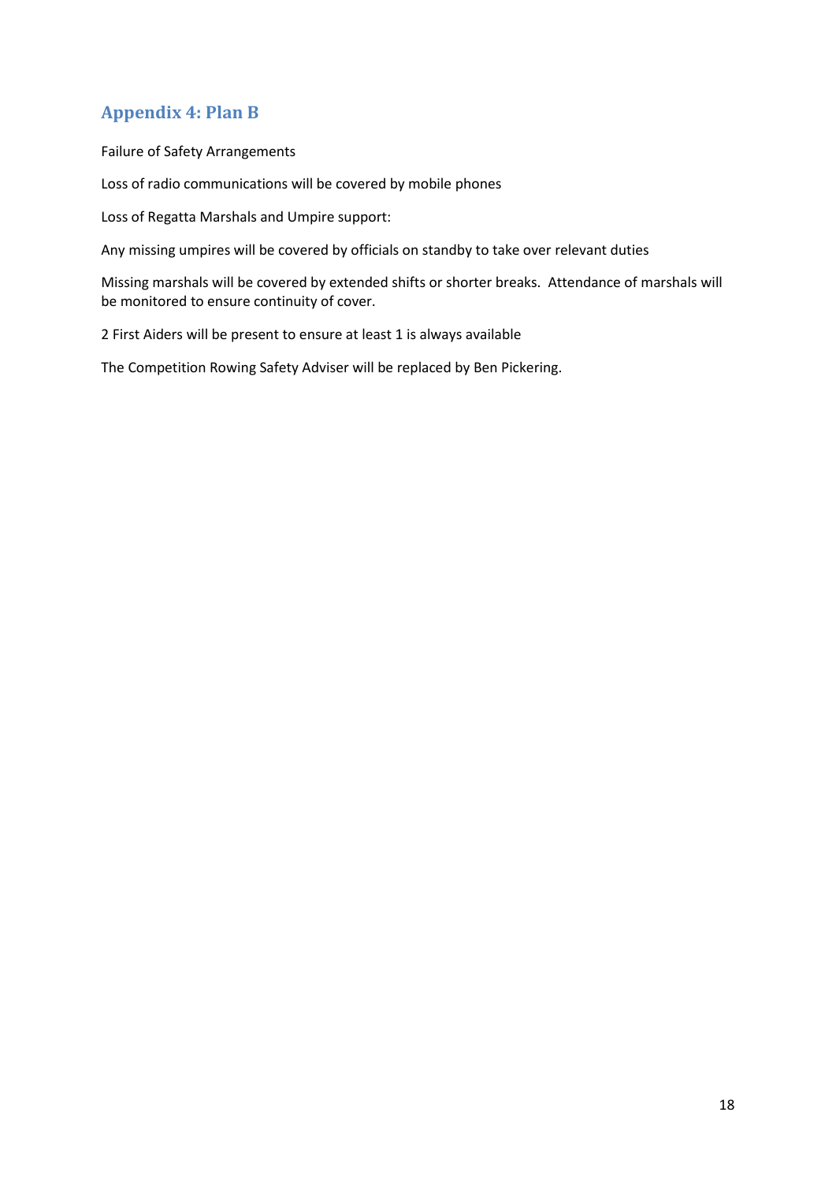## Appendix 4: Plan B

Failure of Safety Arrangements

Loss of radio communications will be covered by mobile phones

Loss of Regatta Marshals and Umpire support:

Any missing umpires will be covered by officials on standby to take over relevant duties

Missing marshals will be covered by extended shifts or shorter breaks. Attendance of marshals will be monitored to ensure continuity of cover.

2 First Aiders will be present to ensure at least 1 is always available

The Competition Rowing Safety Adviser will be replaced by Ben Pickering.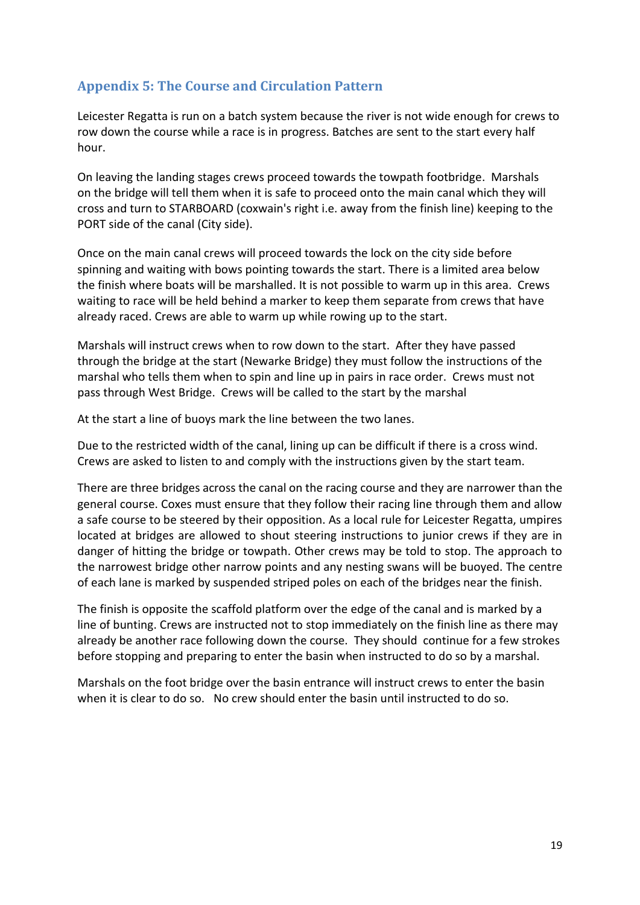## Appendix 5: The Course and Circulation Pattern

Leicester Regatta is run on a batch system because the river is not wide enough for crews to row down the course while a race is in progress. Batches are sent to the start every half hour.

On leaving the landing stages crews proceed towards the towpath footbridge. Marshals on the bridge will tell them when it is safe to proceed onto the main canal which they will cross and turn to STARBOARD (coxwain's right i.e. away from the finish line) keeping to the PORT side of the canal (City side).

Once on the main canal crews will proceed towards the lock on the city side before spinning and waiting with bows pointing towards the start. There is a limited area below the finish where boats will be marshalled. It is not possible to warm up in this area. Crews waiting to race will be held behind a marker to keep them separate from crews that have already raced. Crews are able to warm up while rowing up to the start.

Marshals will instruct crews when to row down to the start. After they have passed through the bridge at the start (Newarke Bridge) they must follow the instructions of the marshal who tells them when to spin and line up in pairs in race order. Crews must not pass through West Bridge. Crews will be called to the start by the marshal

At the start a line of buoys mark the line between the two lanes.

Due to the restricted width of the canal, lining up can be difficult if there is a cross wind. Crews are asked to listen to and comply with the instructions given by the start team.

There are three bridges across the canal on the racing course and they are narrower than the general course. Coxes must ensure that they follow their racing line through them and allow a safe course to be steered by their opposition. As a local rule for Leicester Regatta, umpires located at bridges are allowed to shout steering instructions to junior crews if they are in danger of hitting the bridge or towpath. Other crews may be told to stop. The approach to the narrowest bridge other narrow points and any nesting swans will be buoyed. The centre of each lane is marked by suspended striped poles on each of the bridges near the finish.

The finish is opposite the scaffold platform over the edge of the canal and is marked by a line of bunting. Crews are instructed not to stop immediately on the finish line as there may already be another race following down the course. They should continue for a few strokes before stopping and preparing to enter the basin when instructed to do so by a marshal.

Marshals on the foot bridge over the basin entrance will instruct crews to enter the basin when it is clear to do so. No crew should enter the basin until instructed to do so.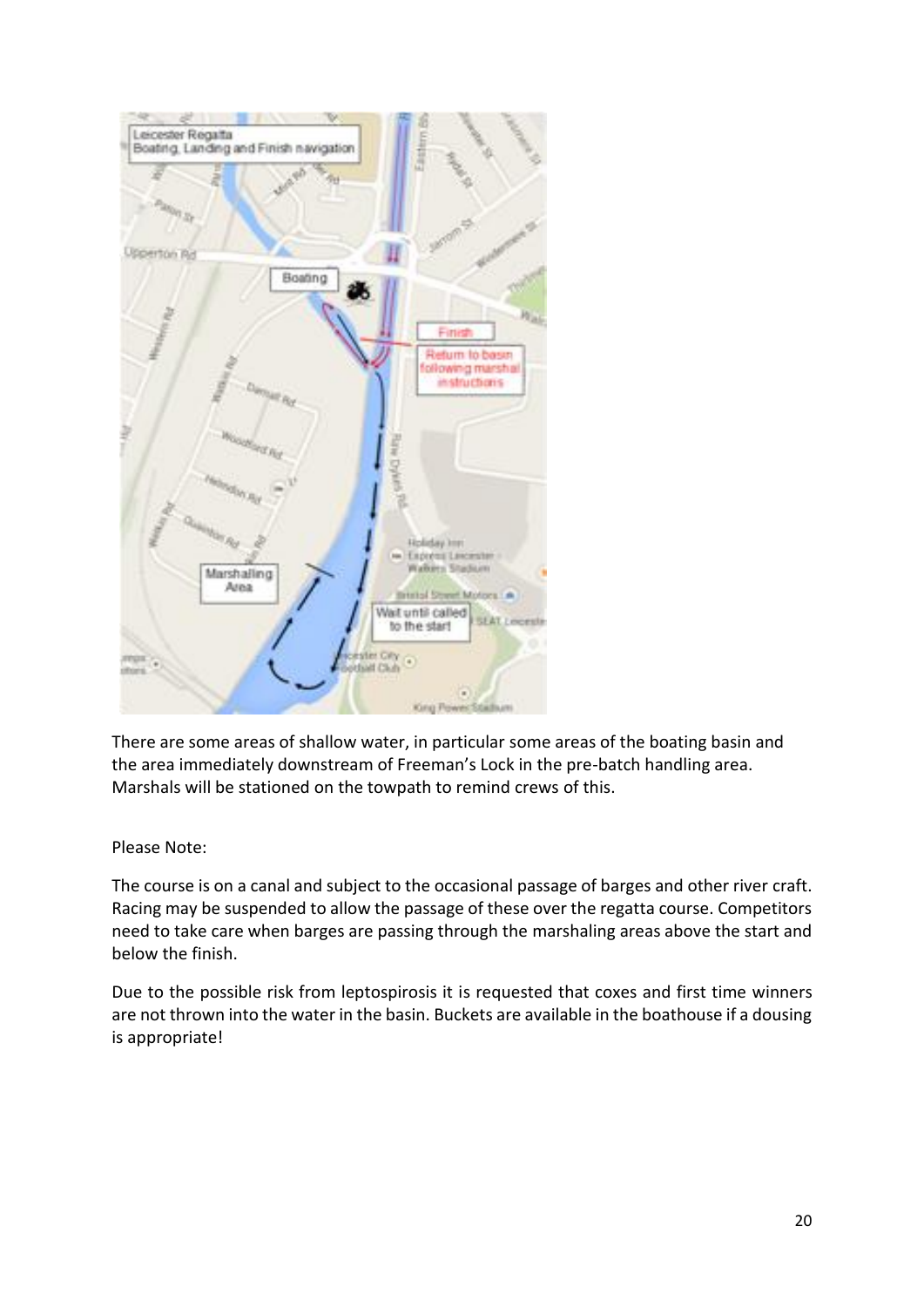There are some areas of shallow water, in particular some areas of the boating basin and the area immediately downstream of Freeman's Lock in the pre-batch handling area. Marshals will be stationed on the towpath to remind crews of this.

Please Note:

The course is on a canal and subject to the occasional passage of barges and other river craft. Racing may be suspended to allow the passage of these over the regatta course. Competitors need to take care when barges are passing through the marshaling areas above the start and below the finish.

Due to the possible risk from leptospirosis it is requested that coxes and first time winners are not thrown into the water in the basin. Buckets are available in the boathouse if a dousing is appropriate!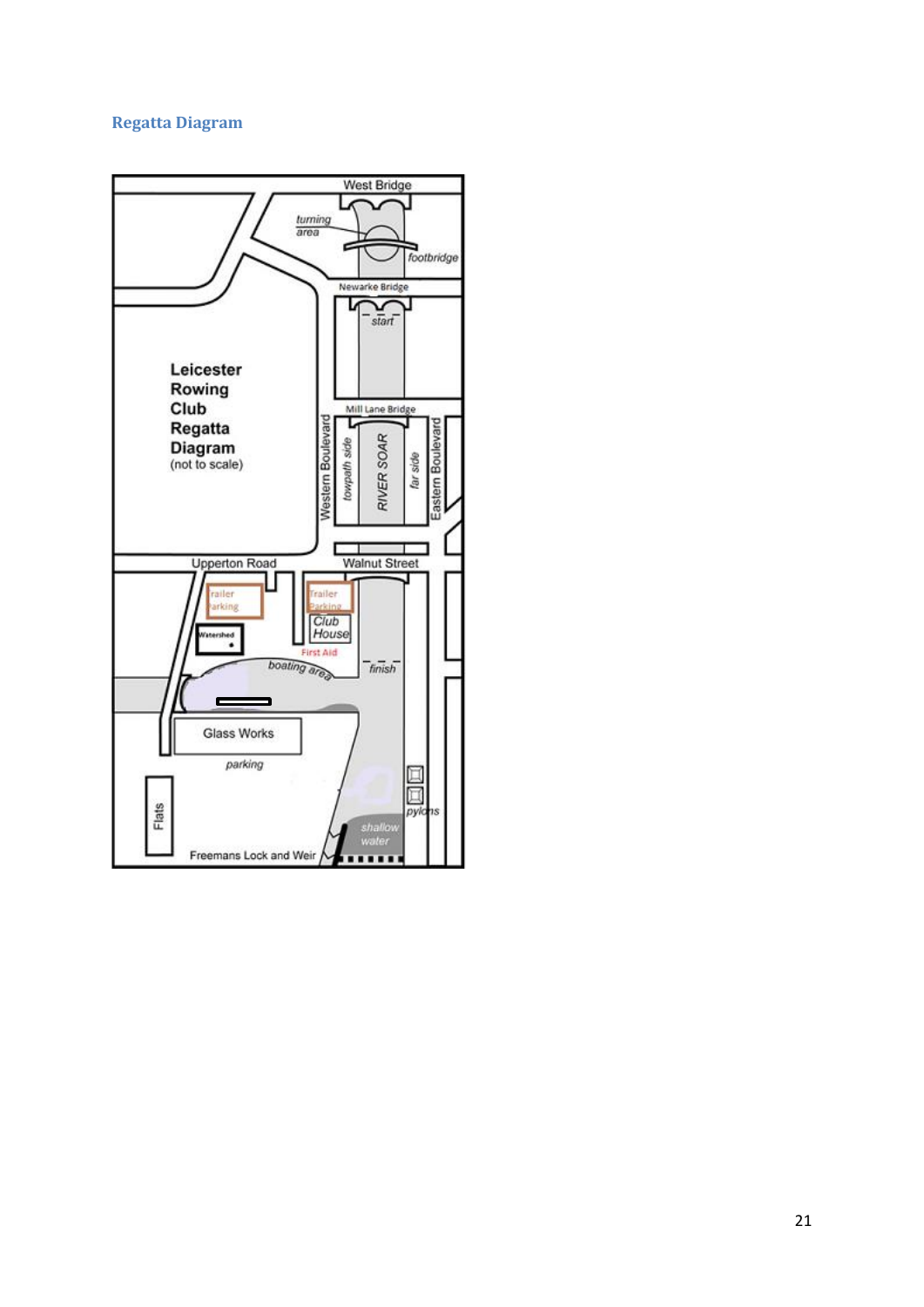## Regatta Diagram

West Bridge

turning area

footbridge

Newarke Bridge

start

**Leicester Rowing Club Regatta Diagram**
(not to scale)

Mill Lane Bridge

Western Boulevard

towpath side

RIVER SOAR

far side

Eastern Boulevard

Upperton Road

Walnut Street

Trailer Parking

Trailer Parking

Watershed

Club House

First Aid

boating area

finish

Glass Works

parking

Flats

pylons

shallow water

Freemans Lock and Weir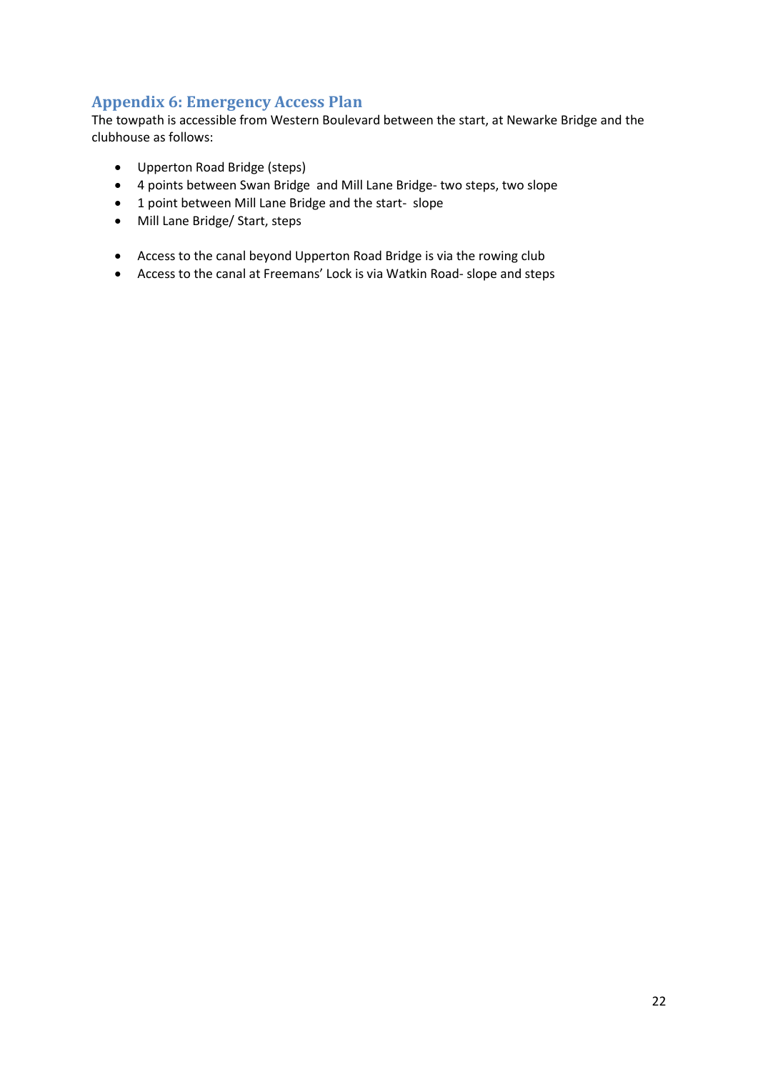## Appendix 6: Emergency Access Plan

The towpath is accessible from Western Boulevard between the start, at Newarke Bridge and the clubhouse as follows:

- Upperton Road Bridge (steps)
- 4 points between Swan Bridge and Mill Lane Bridge- two steps, two slope
- 1 point between Mill Lane Bridge and the start- slope
- Mill Lane Bridge/ Start, steps

- Access to the canal beyond Upperton Road Bridge is via the rowing club
- Access to the canal at Freemans' Lock is via Watkin Road- slope and steps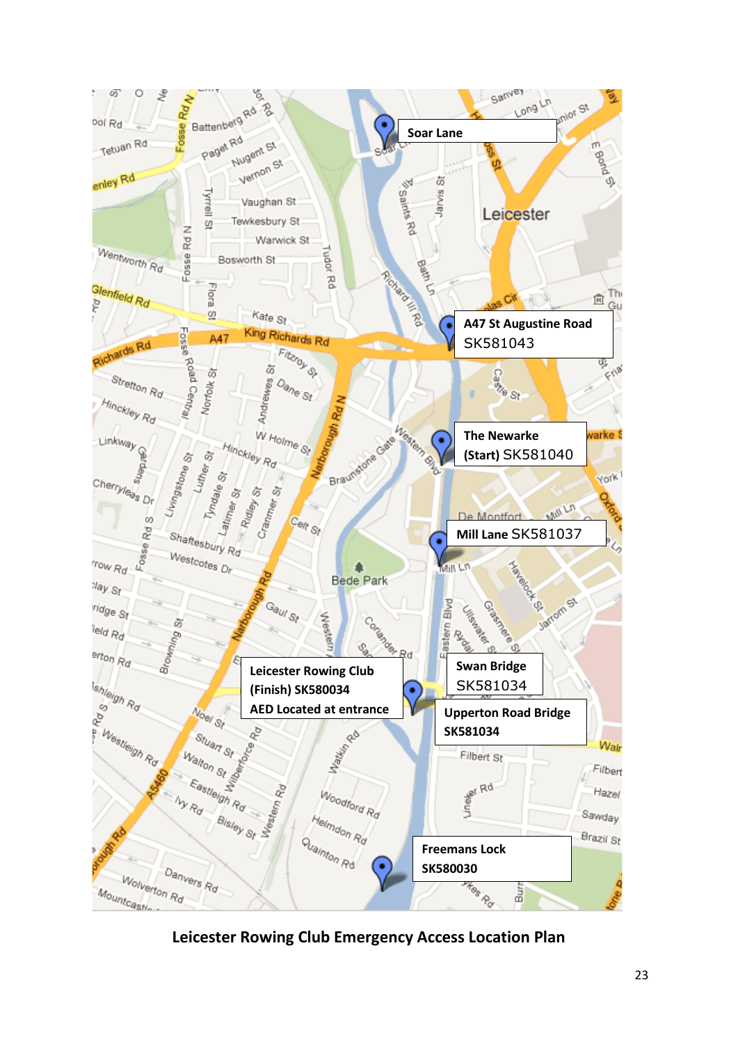Soar Lane

A47 St Augustine Road SK581043

The Newarke (Start) SK581040

Mill Lane SK581037

Swan Bridge SK581034

Leicester Rowing Club (Finish) SK580034
AED Located at entrance

Upperton Road Bridge SK581034

Freemans Lock SK580030

**Leicester Rowing Club Emergency Access Location Plan**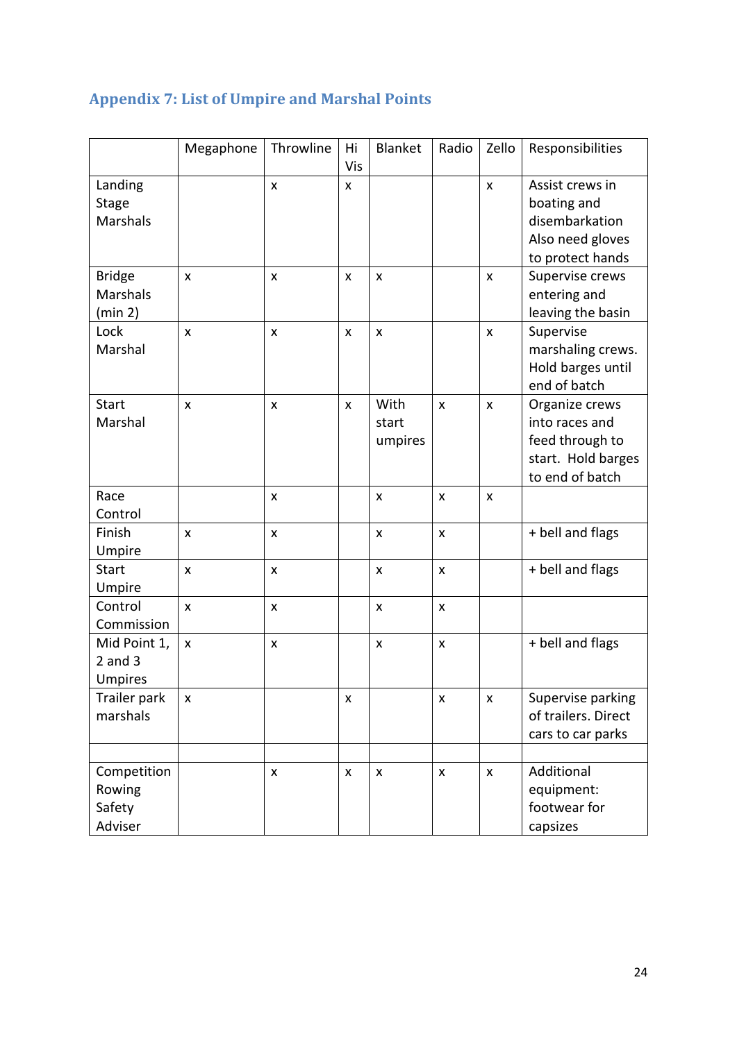## Appendix 7: List of Umpire and Marshal Points

| | Megaphone | Throwline | Hi Vis | Blanket | Radio | Zello | Responsibilities |
|---|---|---|---|---|---|---|---|
| Landing Stage Marshals | | x | x | | | x | Assist crews in boating and disembarkation Also need gloves to protect hands |
| Bridge Marshals (min 2) | x | x | x | x | | x | Supervise crews entering and leaving the basin |
| Lock Marshal | x | x | x | x | | x | Supervise marshaling crews. Hold barges until end of batch |
| Start Marshal | x | x | x | With start umpires | x | x | Organize crews into races and feed through to start. Hold barges to end of batch |
| Race Control | | x | | x | x | x | |
| Finish Umpire | x | x | | x | x | | + bell and flags |
| Start Umpire | x | x | | x | x | | + bell and flags |
| Control Commission | x | x | | x | x | | |
| Mid Point 1, 2 and 3 Umpires | x | x | | x | x | | + bell and flags |
| Trailer park marshals | x | | x | | x | x | Supervise parking of trailers. Direct cars to car parks |
| | | | | | | | |
| Competition Rowing Safety Adviser | | x | x | x | x | x | Additional equipment: footwear for capsizes |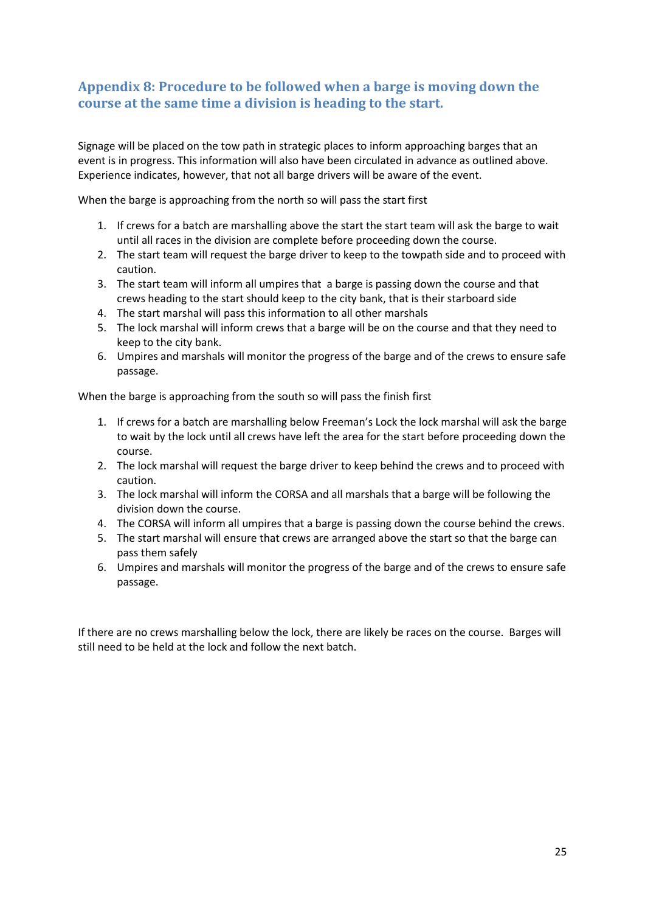## Appendix 8: Procedure to be followed when a barge is moving down the course at the same time a division is heading to the start.

Signage will be placed on the tow path in strategic places to inform approaching barges that an event is in progress. This information will also have been circulated in advance as outlined above. Experience indicates, however, that not all barge drivers will be aware of the event.

When the barge is approaching from the north so will pass the start first

1. If crews for a batch are marshalling above the start the start team will ask the barge to wait until all races in the division are complete before proceeding down the course.
2. The start team will request the barge driver to keep to the towpath side and to proceed with caution.
3. The start team will inform all umpires that a barge is passing down the course and that crews heading to the start should keep to the city bank, that is their starboard side
4. The start marshal will pass this information to all other marshals
5. The lock marshal will inform crews that a barge will be on the course and that they need to keep to the city bank.
6. Umpires and marshals will monitor the progress of the barge and of the crews to ensure safe passage.

When the barge is approaching from the south so will pass the finish first

1. If crews for a batch are marshalling below Freeman's Lock the lock marshal will ask the barge to wait by the lock until all crews have left the area for the start before proceeding down the course.
2. The lock marshal will request the barge driver to keep behind the crews and to proceed with caution.
3. The lock marshal will inform the CORSA and all marshals that a barge will be following the division down the course.
4. The CORSA will inform all umpires that a barge is passing down the course behind the crews.
5. The start marshal will ensure that crews are arranged above the start so that the barge can pass them safely
6. Umpires and marshals will monitor the progress of the barge and of the crews to ensure safe passage.

If there are no crews marshalling below the lock, there are likely be races on the course. Barges will still need to be held at the lock and follow the next batch.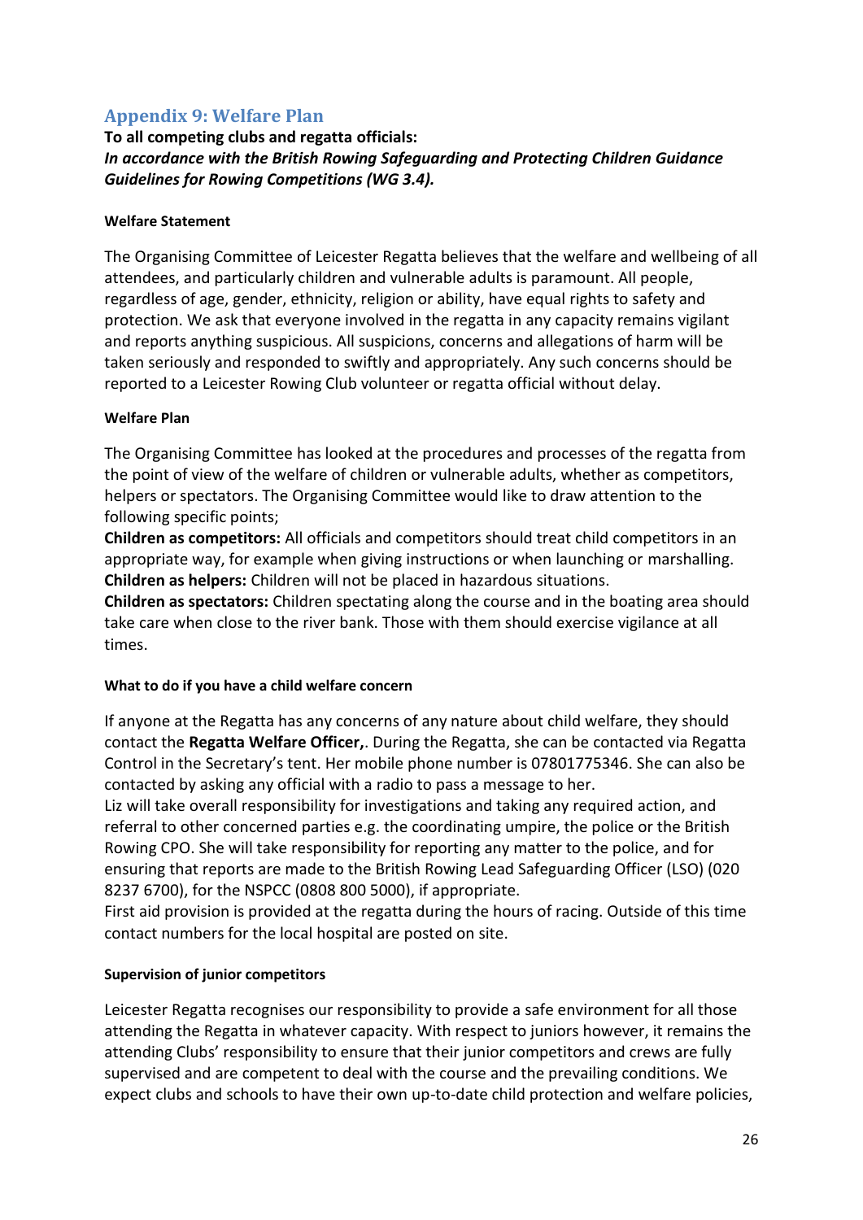## Appendix 9: Welfare Plan

**To all competing clubs and regatta officials:**
***In accordance with the British Rowing Safeguarding and Protecting Children Guidance Guidelines for Rowing Competitions (WG 3.4).***

#### Welfare Statement

The Organising Committee of Leicester Regatta believes that the welfare and wellbeing of all attendees, and particularly children and vulnerable adults is paramount. All people, regardless of age, gender, ethnicity, religion or ability, have equal rights to safety and protection. We ask that everyone involved in the regatta in any capacity remains vigilant and reports anything suspicious. All suspicions, concerns and allegations of harm will be taken seriously and responded to swiftly and appropriately. Any such concerns should be reported to a Leicester Rowing Club volunteer or regatta official without delay.

#### Welfare Plan

The Organising Committee has looked at the procedures and processes of the regatta from the point of view of the welfare of children or vulnerable adults, whether as competitors, helpers or spectators. The Organising Committee would like to draw attention to the following specific points;

**Children as competitors:** All officials and competitors should treat child competitors in an appropriate way, for example when giving instructions or when launching or marshalling.
**Children as helpers:** Children will not be placed in hazardous situations.
**Children as spectators:** Children spectating along the course and in the boating area should take care when close to the river bank. Those with them should exercise vigilance at all times.

#### What to do if you have a child welfare concern

If anyone at the Regatta has any concerns of any nature about child welfare, they should contact the **Regatta Welfare Officer,**. During the Regatta, she can be contacted via Regatta Control in the Secretary's tent. Her mobile phone number is 07801775346. She can also be contacted by asking any official with a radio to pass a message to her.
Liz will take overall responsibility for investigations and taking any required action, and referral to other concerned parties e.g. the coordinating umpire, the police or the British Rowing CPO. She will take responsibility for reporting any matter to the police, and for ensuring that reports are made to the British Rowing Lead Safeguarding Officer (LSO) (020 8237 6700), for the NSPCC (0808 800 5000), if appropriate.
First aid provision is provided at the regatta during the hours of racing. Outside of this time contact numbers for the local hospital are posted on site.

#### Supervision of junior competitors

Leicester Regatta recognises our responsibility to provide a safe environment for all those attending the Regatta in whatever capacity. With respect to juniors however, it remains the attending Clubs' responsibility to ensure that their junior competitors and crews are fully supervised and are competent to deal with the course and the prevailing conditions. We expect clubs and schools to have their own up-to-date child protection and welfare policies,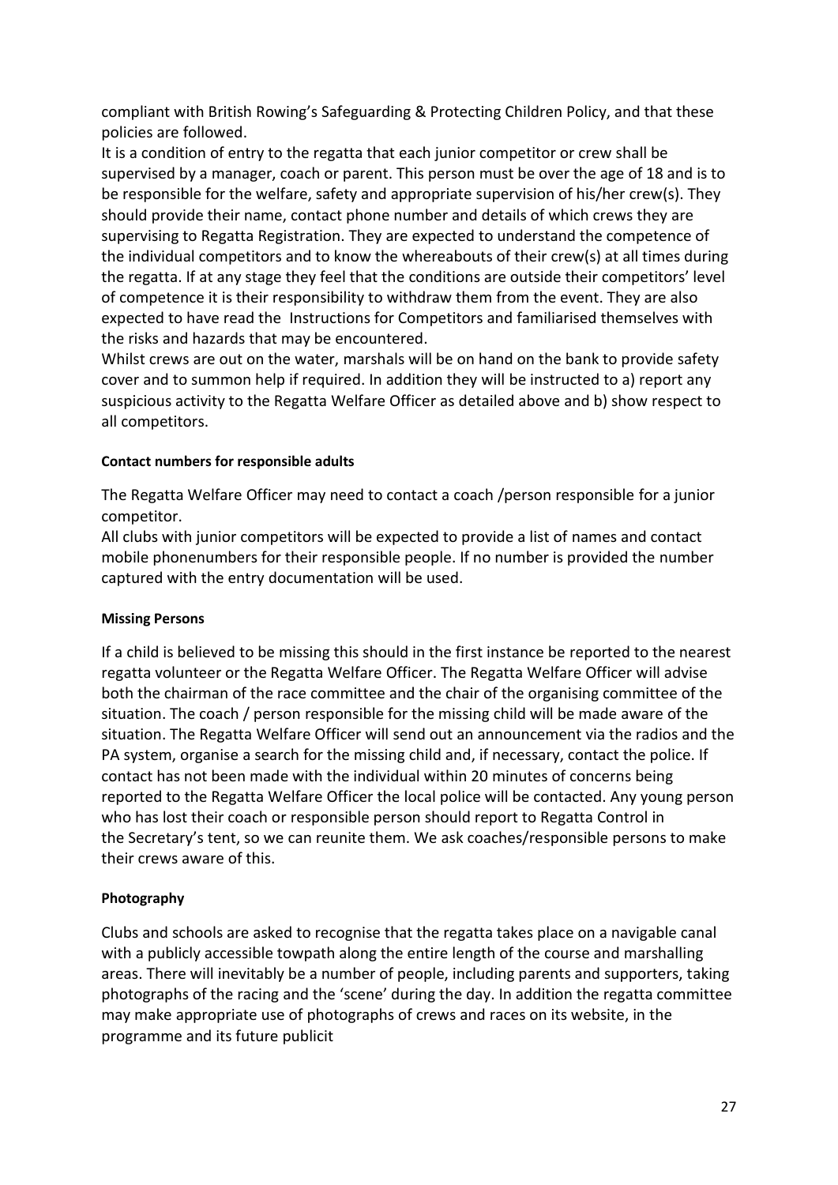compliant with British Rowing's Safeguarding & Protecting Children Policy, and that these policies are followed.

It is a condition of entry to the regatta that each junior competitor or crew shall be supervised by a manager, coach or parent. This person must be over the age of 18 and is to be responsible for the welfare, safety and appropriate supervision of his/her crew(s). They should provide their name, contact phone number and details of which crews they are supervising to Regatta Registration. They are expected to understand the competence of the individual competitors and to know the whereabouts of their crew(s) at all times during the regatta. If at any stage they feel that the conditions are outside their competitors' level of competence it is their responsibility to withdraw them from the event. They are also expected to have read the Instructions for Competitors and familiarised themselves with the risks and hazards that may be encountered.

Whilst crews are out on the water, marshals will be on hand on the bank to provide safety cover and to summon help if required. In addition they will be instructed to a) report any suspicious activity to the Regatta Welfare Officer as detailed above and b) show respect to all competitors.

**Contact numbers for responsible adults**

The Regatta Welfare Officer may need to contact a coach /person responsible for a junior competitor.

All clubs with junior competitors will be expected to provide a list of names and contact mobile phonenumbers for their responsible people. If no number is provided the number captured with the entry documentation will be used.

**Missing Persons**

If a child is believed to be missing this should in the first instance be reported to the nearest regatta volunteer or the Regatta Welfare Officer. The Regatta Welfare Officer will advise both the chairman of the race committee and the chair of the organising committee of the situation. The coach / person responsible for the missing child will be made aware of the situation. The Regatta Welfare Officer will send out an announcement via the radios and the PA system, organise a search for the missing child and, if necessary, contact the police. If contact has not been made with the individual within 20 minutes of concerns being reported to the Regatta Welfare Officer the local police will be contacted. Any young person who has lost their coach or responsible person should report to Regatta Control in the Secretary's tent, so we can reunite them. We ask coaches/responsible persons to make their crews aware of this.

**Photography**

Clubs and schools are asked to recognise that the regatta takes place on a navigable canal with a publicly accessible towpath along the entire length of the course and marshalling areas. There will inevitably be a number of people, including parents and supporters, taking photographs of the racing and the 'scene' during the day. In addition the regatta committee may make appropriate use of photographs of crews and races on its website, in the programme and its future publicit